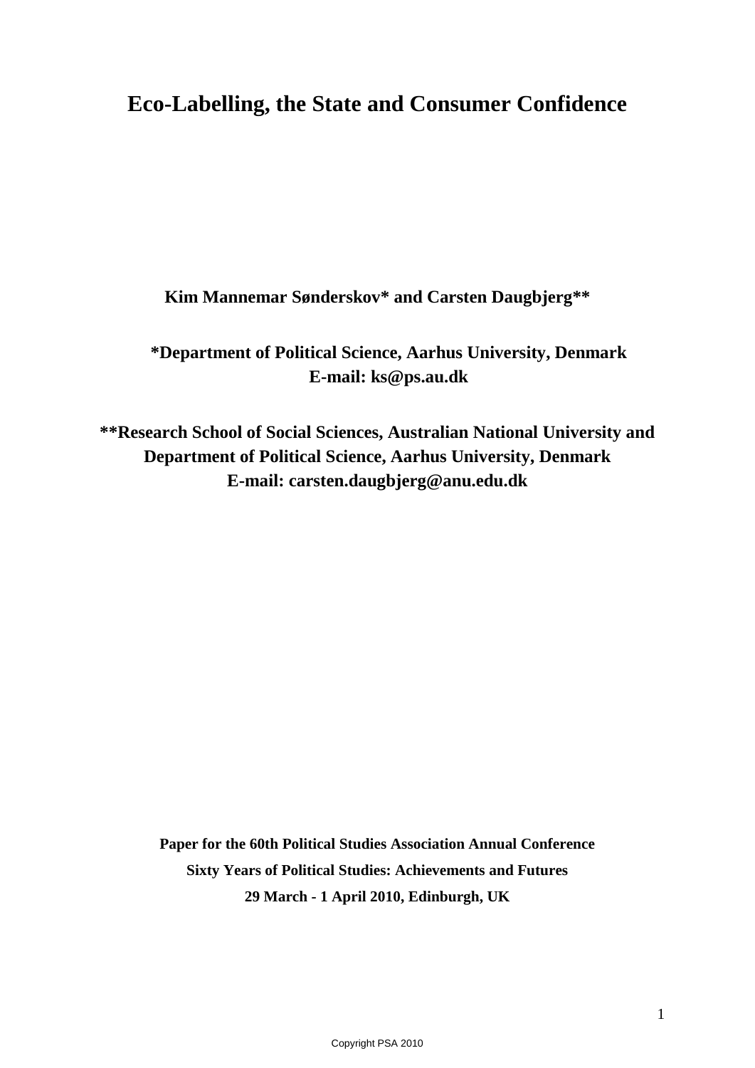# Eco-Labelling, the State and Consumer Confidence

**Kim Mannemar Sønderskov\* and Carsten Daugbjerg\*\***

**\*Department of Political Science, Aarhus University, Denmark**
**E-mail: ks@ps.au.dk**

**\*\*Research School of Social Sciences, Australian National University and Department of Political Science, Aarhus University, Denmark**
**E-mail: carsten.daugbjerg@anu.edu.dk**

**Paper for the 60th Political Studies Association Annual Conference**
**Sixty Years of Political Studies: Achievements and Futures**
**29 March - 1 April 2010, Edinburgh, UK**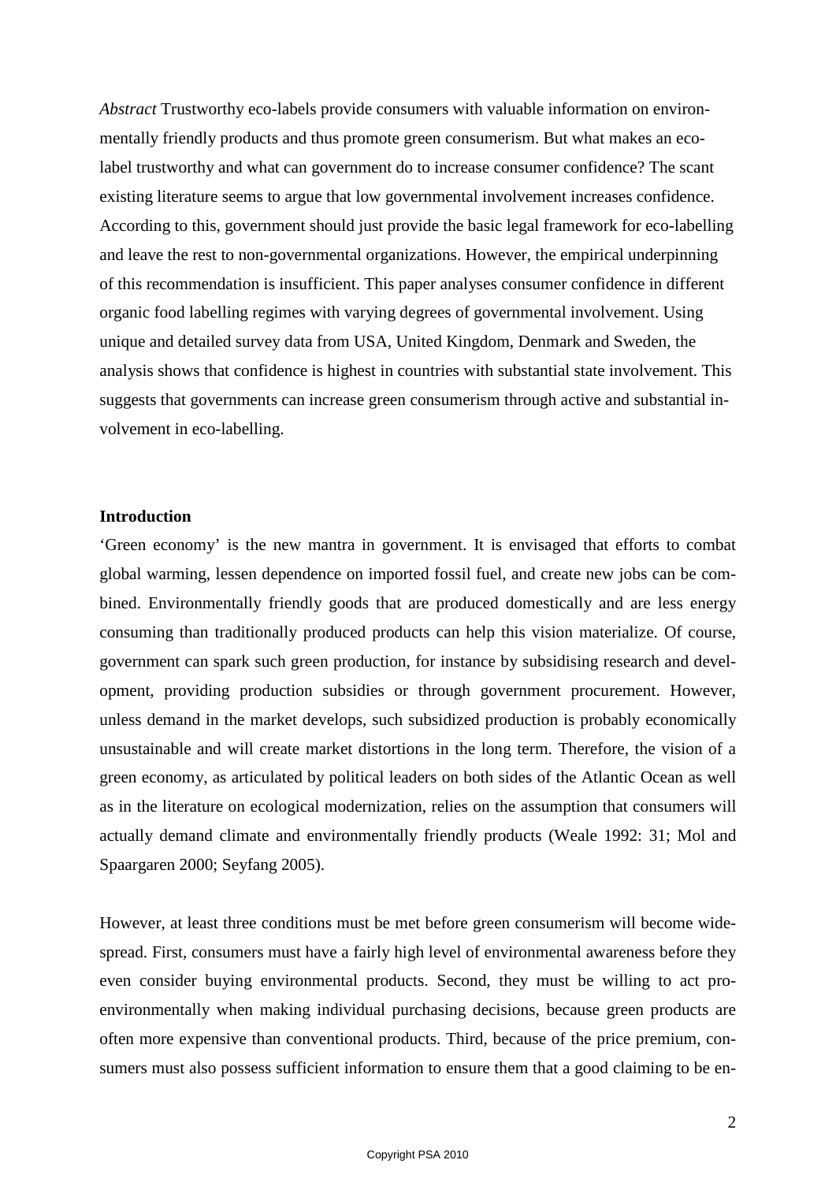*Abstract* Trustworthy eco-labels provide consumers with valuable information on environmentally friendly products and thus promote green consumerism. But what makes an eco-label trustworthy and what can government do to increase consumer confidence? The scant existing literature seems to argue that low governmental involvement increases confidence. According to this, government should just provide the basic legal framework for eco-labelling and leave the rest to non-governmental organizations. However, the empirical underpinning of this recommendation is insufficient. This paper analyses consumer confidence in different organic food labelling regimes with varying degrees of governmental involvement. Using unique and detailed survey data from USA, United Kingdom, Denmark and Sweden, the analysis shows that confidence is highest in countries with substantial state involvement. This suggests that governments can increase green consumerism through active and substantial involvement in eco-labelling.

## Introduction

'Green economy' is the new mantra in government. It is envisaged that efforts to combat global warming, lessen dependence on imported fossil fuel, and create new jobs can be combined. Environmentally friendly goods that are produced domestically and are less energy consuming than traditionally produced products can help this vision materialize. Of course, government can spark such green production, for instance by subsidising research and development, providing production subsidies or through government procurement. However, unless demand in the market develops, such subsidized production is probably economically unsustainable and will create market distortions in the long term. Therefore, the vision of a green economy, as articulated by political leaders on both sides of the Atlantic Ocean as well as in the literature on ecological modernization, relies on the assumption that consumers will actually demand climate and environmentally friendly products (Weale 1992: 31; Mol and Spaargaren 2000; Seyfang 2005).

However, at least three conditions must be met before green consumerism will become widespread. First, consumers must have a fairly high level of environmental awareness before they even consider buying environmental products. Second, they must be willing to act pro-environmentally when making individual purchasing decisions, because green products are often more expensive than conventional products. Third, because of the price premium, consumers must also possess sufficient information to ensure them that a good claiming to be en-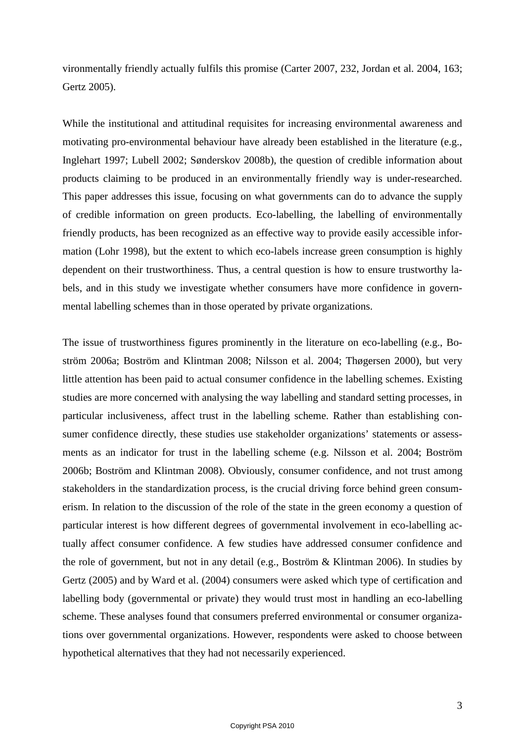vironmentally friendly actually fulfils this promise (Carter 2007, 232, Jordan et al. 2004, 163; Gertz 2005).

While the institutional and attitudinal requisites for increasing environmental awareness and motivating pro-environmental behaviour have already been established in the literature (e.g., Inglehart 1997; Lubell 2002; Sønderskov 2008b), the question of credible information about products claiming to be produced in an environmentally friendly way is under-researched. This paper addresses this issue, focusing on what governments can do to advance the supply of credible information on green products. Eco-labelling, the labelling of environmentally friendly products, has been recognized as an effective way to provide easily accessible information (Lohr 1998), but the extent to which eco-labels increase green consumption is highly dependent on their trustworthiness. Thus, a central question is how to ensure trustworthy labels, and in this study we investigate whether consumers have more confidence in governmental labelling schemes than in those operated by private organizations.

The issue of trustworthiness figures prominently in the literature on eco-labelling (e.g., Boström 2006a; Boström and Klintman 2008; Nilsson et al. 2004; Thøgersen 2000), but very little attention has been paid to actual consumer confidence in the labelling schemes. Existing studies are more concerned with analysing the way labelling and standard setting processes, in particular inclusiveness, affect trust in the labelling scheme. Rather than establishing consumer confidence directly, these studies use stakeholder organizations' statements or assessments as an indicator for trust in the labelling scheme (e.g. Nilsson et al. 2004; Boström 2006b; Boström and Klintman 2008). Obviously, consumer confidence, and not trust among stakeholders in the standardization process, is the crucial driving force behind green consumerism. In relation to the discussion of the role of the state in the green economy a question of particular interest is how different degrees of governmental involvement in eco-labelling actually affect consumer confidence. A few studies have addressed consumer confidence and the role of government, but not in any detail (e.g., Boström & Klintman 2006). In studies by Gertz (2005) and by Ward et al. (2004) consumers were asked which type of certification and labelling body (governmental or private) they would trust most in handling an eco-labelling scheme. These analyses found that consumers preferred environmental or consumer organizations over governmental organizations. However, respondents were asked to choose between hypothetical alternatives that they had not necessarily experienced.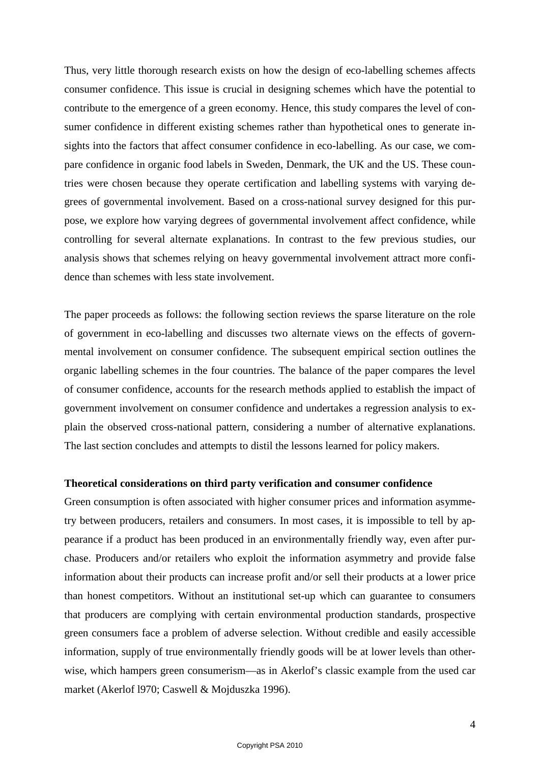Thus, very little thorough research exists on how the design of eco-labelling schemes affects consumer confidence. This issue is crucial in designing schemes which have the potential to contribute to the emergence of a green economy. Hence, this study compares the level of consumer confidence in different existing schemes rather than hypothetical ones to generate insights into the factors that affect consumer confidence in eco-labelling. As our case, we compare confidence in organic food labels in Sweden, Denmark, the UK and the US. These countries were chosen because they operate certification and labelling systems with varying degrees of governmental involvement. Based on a cross-national survey designed for this purpose, we explore how varying degrees of governmental involvement affect confidence, while controlling for several alternate explanations. In contrast to the few previous studies, our analysis shows that schemes relying on heavy governmental involvement attract more confidence than schemes with less state involvement.

The paper proceeds as follows: the following section reviews the sparse literature on the role of government in eco-labelling and discusses two alternate views on the effects of governmental involvement on consumer confidence. The subsequent empirical section outlines the organic labelling schemes in the four countries. The balance of the paper compares the level of consumer confidence, accounts for the research methods applied to establish the impact of government involvement on consumer confidence and undertakes a regression analysis to explain the observed cross-national pattern, considering a number of alternative explanations. The last section concludes and attempts to distil the lessons learned for policy makers.

## Theoretical considerations on third party verification and consumer confidence

Green consumption is often associated with higher consumer prices and information asymmetry between producers, retailers and consumers. In most cases, it is impossible to tell by appearance if a product has been produced in an environmentally friendly way, even after purchase. Producers and/or retailers who exploit the information asymmetry and provide false information about their products can increase profit and/or sell their products at a lower price than honest competitors. Without an institutional set-up which can guarantee to consumers that producers are complying with certain environmental production standards, prospective green consumers face a problem of adverse selection. Without credible and easily accessible information, supply of true environmentally friendly goods will be at lower levels than otherwise, which hampers green consumerism—as in Akerlof's classic example from the used car market (Akerlof l970; Caswell & Mojduszka 1996).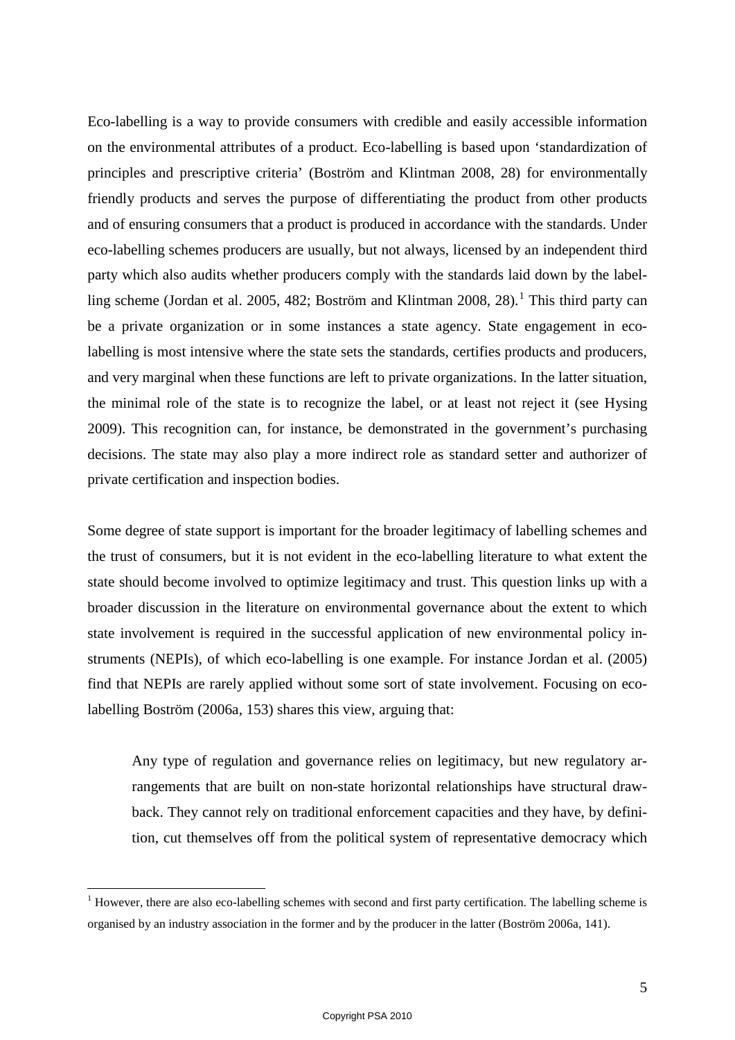Eco-labelling is a way to provide consumers with credible and easily accessible information on the environmental attributes of a product. Eco-labelling is based upon 'standardization of principles and prescriptive criteria' (Boström and Klintman 2008, 28) for environmentally friendly products and serves the purpose of differentiating the product from other products and of ensuring consumers that a product is produced in accordance with the standards. Under eco-labelling schemes producers are usually, but not always, licensed by an independent third party which also audits whether producers comply with the standards laid down by the labelling scheme (Jordan et al. 2005, 482; Boström and Klintman 2008, 28).[1] This third party can be a private organization or in some instances a state agency. State engagement in eco-labelling is most intensive where the state sets the standards, certifies products and producers, and very marginal when these functions are left to private organizations. In the latter situation, the minimal role of the state is to recognize the label, or at least not reject it (see Hysing 2009). This recognition can, for instance, be demonstrated in the government's purchasing decisions. The state may also play a more indirect role as standard setter and authorizer of private certification and inspection bodies.

Some degree of state support is important for the broader legitimacy of labelling schemes and the trust of consumers, but it is not evident in the eco-labelling literature to what extent the state should become involved to optimize legitimacy and trust. This question links up with a broader discussion in the literature on environmental governance about the extent to which state involvement is required in the successful application of new environmental policy instruments (NEPIs), of which eco-labelling is one example. For instance Jordan et al. (2005) find that NEPIs are rarely applied without some sort of state involvement. Focusing on eco-labelling Boström (2006a, 153) shares this view, arguing that:

> Any type of regulation and governance relies on legitimacy, but new regulatory arrangements that are built on non-state horizontal relationships have structural drawback. They cannot rely on traditional enforcement capacities and they have, by definition, cut themselves off from the political system of representative democracy which

[1] However, there are also eco-labelling schemes with second and first party certification. The labelling scheme is organised by an industry association in the former and by the producer in the latter (Boström 2006a, 141).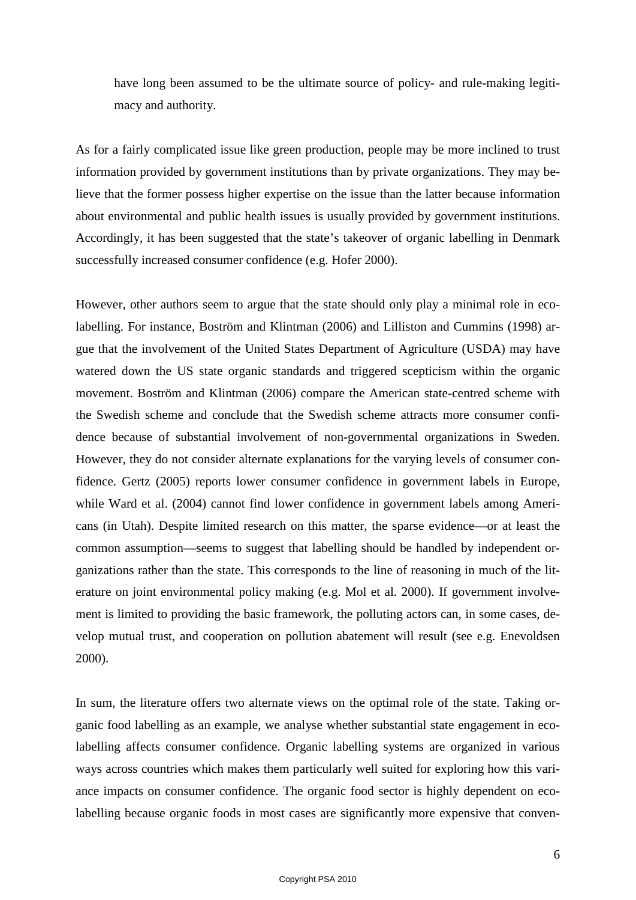have long been assumed to be the ultimate source of policy- and rule-making legitimacy and authority.

As for a fairly complicated issue like green production, people may be more inclined to trust information provided by government institutions than by private organizations. They may believe that the former possess higher expertise on the issue than the latter because information about environmental and public health issues is usually provided by government institutions. Accordingly, it has been suggested that the state's takeover of organic labelling in Denmark successfully increased consumer confidence (e.g. Hofer 2000).

However, other authors seem to argue that the state should only play a minimal role in eco-labelling. For instance, Boström and Klintman (2006) and Lilliston and Cummins (1998) argue that the involvement of the United States Department of Agriculture (USDA) may have watered down the US state organic standards and triggered scepticism within the organic movement. Boström and Klintman (2006) compare the American state-centred scheme with the Swedish scheme and conclude that the Swedish scheme attracts more consumer confidence because of substantial involvement of non-governmental organizations in Sweden. However, they do not consider alternate explanations for the varying levels of consumer confidence. Gertz (2005) reports lower consumer confidence in government labels in Europe, while Ward et al. (2004) cannot find lower confidence in government labels among Americans (in Utah). Despite limited research on this matter, the sparse evidence—or at least the common assumption—seems to suggest that labelling should be handled by independent organizations rather than the state. This corresponds to the line of reasoning in much of the literature on joint environmental policy making (e.g. Mol et al. 2000). If government involvement is limited to providing the basic framework, the polluting actors can, in some cases, develop mutual trust, and cooperation on pollution abatement will result (see e.g. Enevoldsen 2000).

In sum, the literature offers two alternate views on the optimal role of the state. Taking organic food labelling as an example, we analyse whether substantial state engagement in eco-labelling affects consumer confidence. Organic labelling systems are organized in various ways across countries which makes them particularly well suited for exploring how this variance impacts on consumer confidence. The organic food sector is highly dependent on eco-labelling because organic foods in most cases are significantly more expensive that conven-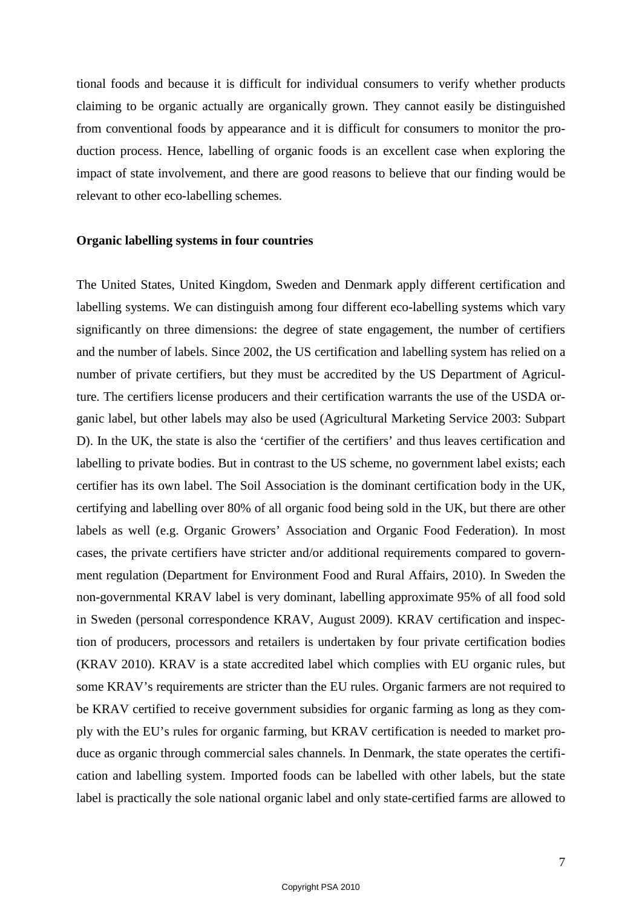tional foods and because it is difficult for individual consumers to verify whether products claiming to be organic actually are organically grown. They cannot easily be distinguished from conventional foods by appearance and it is difficult for consumers to monitor the production process. Hence, labelling of organic foods is an excellent case when exploring the impact of state involvement, and there are good reasons to believe that our finding would be relevant to other eco-labelling schemes.

**Organic labelling systems in four countries**

The United States, United Kingdom, Sweden and Denmark apply different certification and labelling systems. We can distinguish among four different eco-labelling systems which vary significantly on three dimensions: the degree of state engagement, the number of certifiers and the number of labels. Since 2002, the US certification and labelling system has relied on a number of private certifiers, but they must be accredited by the US Department of Agriculture. The certifiers license producers and their certification warrants the use of the USDA organic label, but other labels may also be used (Agricultural Marketing Service 2003: Subpart D). In the UK, the state is also the 'certifier of the certifiers' and thus leaves certification and labelling to private bodies. But in contrast to the US scheme, no government label exists; each certifier has its own label. The Soil Association is the dominant certification body in the UK, certifying and labelling over 80% of all organic food being sold in the UK, but there are other labels as well (e.g. Organic Growers' Association and Organic Food Federation). In most cases, the private certifiers have stricter and/or additional requirements compared to government regulation (Department for Environment Food and Rural Affairs, 2010). In Sweden the non-governmental KRAV label is very dominant, labelling approximate 95% of all food sold in Sweden (personal correspondence KRAV, August 2009). KRAV certification and inspection of producers, processors and retailers is undertaken by four private certification bodies (KRAV 2010). KRAV is a state accredited label which complies with EU organic rules, but some KRAV's requirements are stricter than the EU rules. Organic farmers are not required to be KRAV certified to receive government subsidies for organic farming as long as they comply with the EU's rules for organic farming, but KRAV certification is needed to market produce as organic through commercial sales channels. In Denmark, the state operates the certification and labelling system. Imported foods can be labelled with other labels, but the state label is practically the sole national organic label and only state-certified farms are allowed to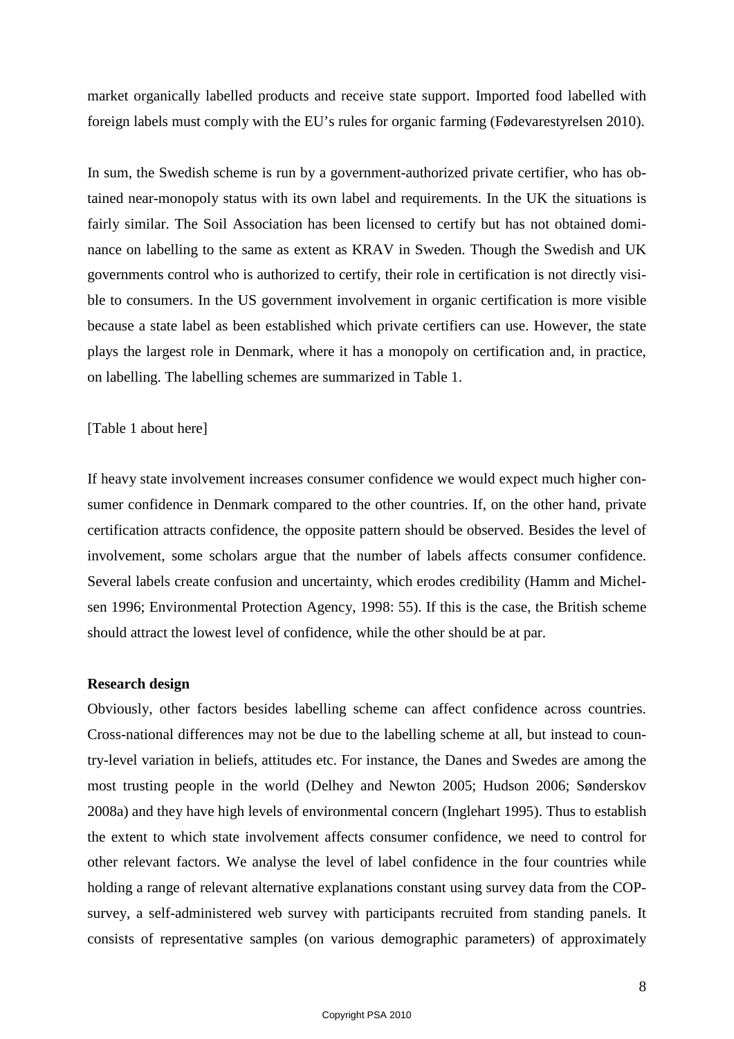market organically labelled products and receive state support. Imported food labelled with foreign labels must comply with the EU's rules for organic farming (Fødevarestyrelsen 2010).

In sum, the Swedish scheme is run by a government-authorized private certifier, who has obtained near-monopoly status with its own label and requirements. In the UK the situations is fairly similar. The Soil Association has been licensed to certify but has not obtained dominance on labelling to the same as extent as KRAV in Sweden. Though the Swedish and UK governments control who is authorized to certify, their role in certification is not directly visible to consumers. In the US government involvement in organic certification is more visible because a state label as been established which private certifiers can use. However, the state plays the largest role in Denmark, where it has a monopoly on certification and, in practice, on labelling. The labelling schemes are summarized in Table 1.

[Table 1 about here]

If heavy state involvement increases consumer confidence we would expect much higher consumer confidence in Denmark compared to the other countries. If, on the other hand, private certification attracts confidence, the opposite pattern should be observed. Besides the level of involvement, some scholars argue that the number of labels affects consumer confidence. Several labels create confusion and uncertainty, which erodes credibility (Hamm and Michelsen 1996; Environmental Protection Agency, 1998: 55). If this is the case, the British scheme should attract the lowest level of confidence, while the other should be at par.

**Research design**

Obviously, other factors besides labelling scheme can affect confidence across countries. Cross-national differences may not be due to the labelling scheme at all, but instead to country-level variation in beliefs, attitudes etc. For instance, the Danes and Swedes are among the most trusting people in the world (Delhey and Newton 2005; Hudson 2006; Sønderskov 2008a) and they have high levels of environmental concern (Inglehart 1995). Thus to establish the extent to which state involvement affects consumer confidence, we need to control for other relevant factors. We analyse the level of label confidence in the four countries while holding a range of relevant alternative explanations constant using survey data from the COP-survey, a self-administered web survey with participants recruited from standing panels. It consists of representative samples (on various demographic parameters) of approximately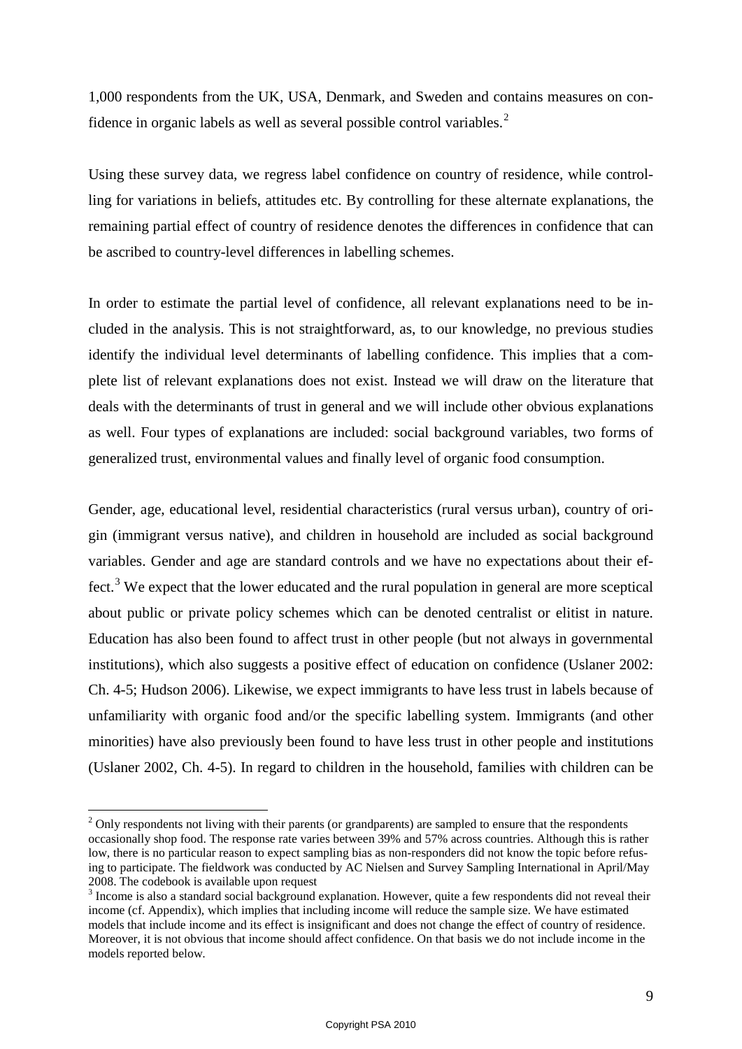1,000 respondents from the UK, USA, Denmark, and Sweden and contains measures on confidence in organic labels as well as several possible control variables.[2]

Using these survey data, we regress label confidence on country of residence, while controlling for variations in beliefs, attitudes etc. By controlling for these alternate explanations, the remaining partial effect of country of residence denotes the differences in confidence that can be ascribed to country-level differences in labelling schemes.

In order to estimate the partial level of confidence, all relevant explanations need to be included in the analysis. This is not straightforward, as, to our knowledge, no previous studies identify the individual level determinants of labelling confidence. This implies that a complete list of relevant explanations does not exist. Instead we will draw on the literature that deals with the determinants of trust in general and we will include other obvious explanations as well. Four types of explanations are included: social background variables, two forms of generalized trust, environmental values and finally level of organic food consumption.

Gender, age, educational level, residential characteristics (rural versus urban), country of origin (immigrant versus native), and children in household are included as social background variables. Gender and age are standard controls and we have no expectations about their effect.[3] We expect that the lower educated and the rural population in general are more sceptical about public or private policy schemes which can be denoted centralist or elitist in nature. Education has also been found to affect trust in other people (but not always in governmental institutions), which also suggests a positive effect of education on confidence (Uslaner 2002: Ch. 4-5; Hudson 2006). Likewise, we expect immigrants to have less trust in labels because of unfamiliarity with organic food and/or the specific labelling system. Immigrants (and other minorities) have also previously been found to have less trust in other people and institutions (Uslaner 2002, Ch. 4-5). In regard to children in the household, families with children can be

---

[2] Only respondents not living with their parents (or grandparents) are sampled to ensure that the respondents occasionally shop food. The response rate varies between 39% and 57% across countries. Although this is rather low, there is no particular reason to expect sampling bias as non-responders did not know the topic before refusing to participate. The fieldwork was conducted by AC Nielsen and Survey Sampling International in April/May 2008. The codebook is available upon request

[3] Income is also a standard social background explanation. However, quite a few respondents did not reveal their income (cf. Appendix), which implies that including income will reduce the sample size. We have estimated models that include income and its effect is insignificant and does not change the effect of country of residence. Moreover, it is not obvious that income should affect confidence. On that basis we do not include income in the models reported below.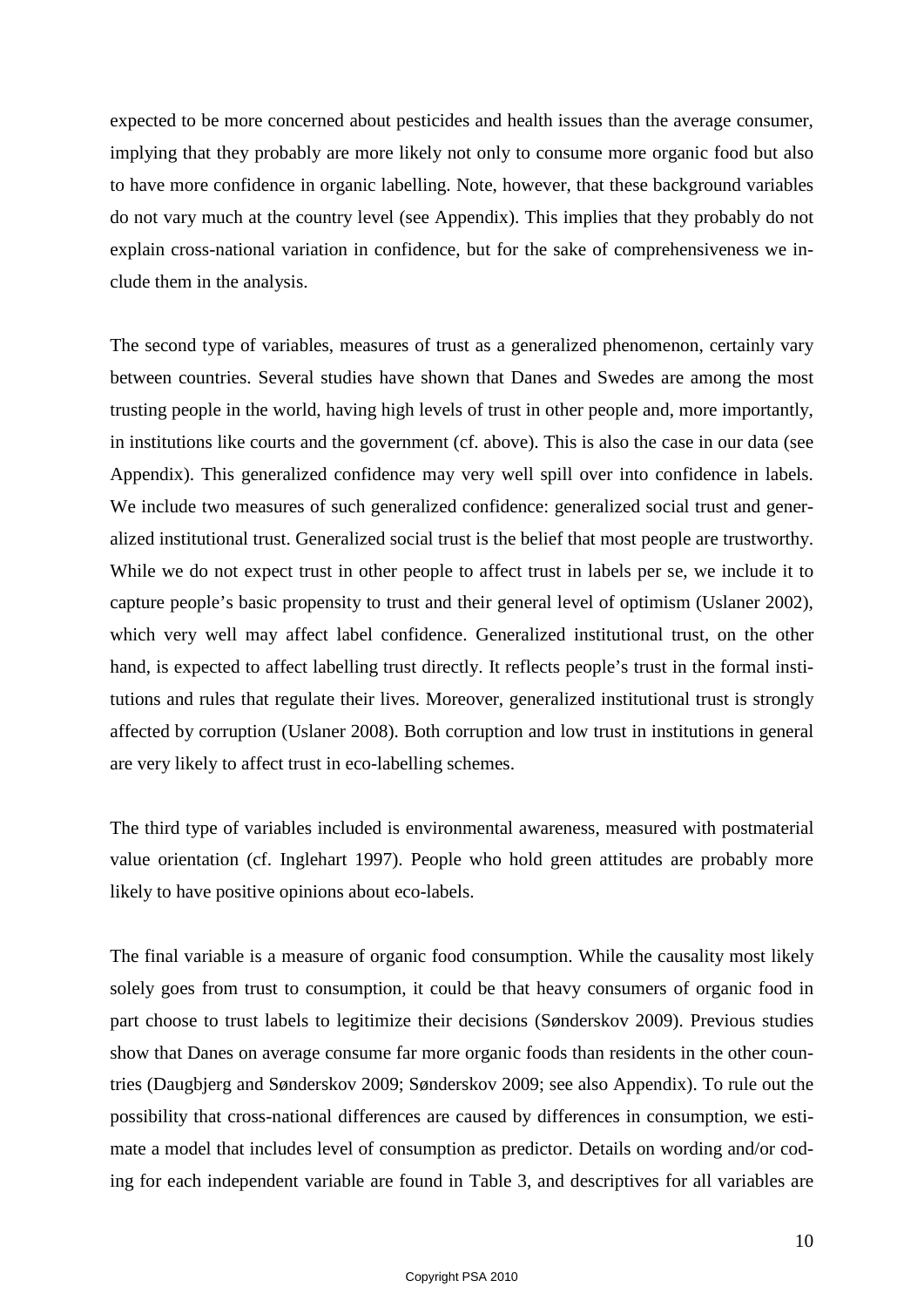expected to be more concerned about pesticides and health issues than the average consumer, implying that they probably are more likely not only to consume more organic food but also to have more confidence in organic labelling. Note, however, that these background variables do not vary much at the country level (see Appendix). This implies that they probably do not explain cross-national variation in confidence, but for the sake of comprehensiveness we include them in the analysis.

The second type of variables, measures of trust as a generalized phenomenon, certainly vary between countries. Several studies have shown that Danes and Swedes are among the most trusting people in the world, having high levels of trust in other people and, more importantly, in institutions like courts and the government (cf. above). This is also the case in our data (see Appendix). This generalized confidence may very well spill over into confidence in labels. We include two measures of such generalized confidence: generalized social trust and generalized institutional trust. Generalized social trust is the belief that most people are trustworthy. While we do not expect trust in other people to affect trust in labels per se, we include it to capture people's basic propensity to trust and their general level of optimism (Uslaner 2002), which very well may affect label confidence. Generalized institutional trust, on the other hand, is expected to affect labelling trust directly. It reflects people's trust in the formal institutions and rules that regulate their lives. Moreover, generalized institutional trust is strongly affected by corruption (Uslaner 2008). Both corruption and low trust in institutions in general are very likely to affect trust in eco-labelling schemes.

The third type of variables included is environmental awareness, measured with postmaterial value orientation (cf. Inglehart 1997). People who hold green attitudes are probably more likely to have positive opinions about eco-labels.

The final variable is a measure of organic food consumption. While the causality most likely solely goes from trust to consumption, it could be that heavy consumers of organic food in part choose to trust labels to legitimize their decisions (Sønderskov 2009). Previous studies show that Danes on average consume far more organic foods than residents in the other countries (Daugbjerg and Sønderskov 2009; Sønderskov 2009; see also Appendix). To rule out the possibility that cross-national differences are caused by differences in consumption, we estimate a model that includes level of consumption as predictor. Details on wording and/or coding for each independent variable are found in Table 3, and descriptives for all variables are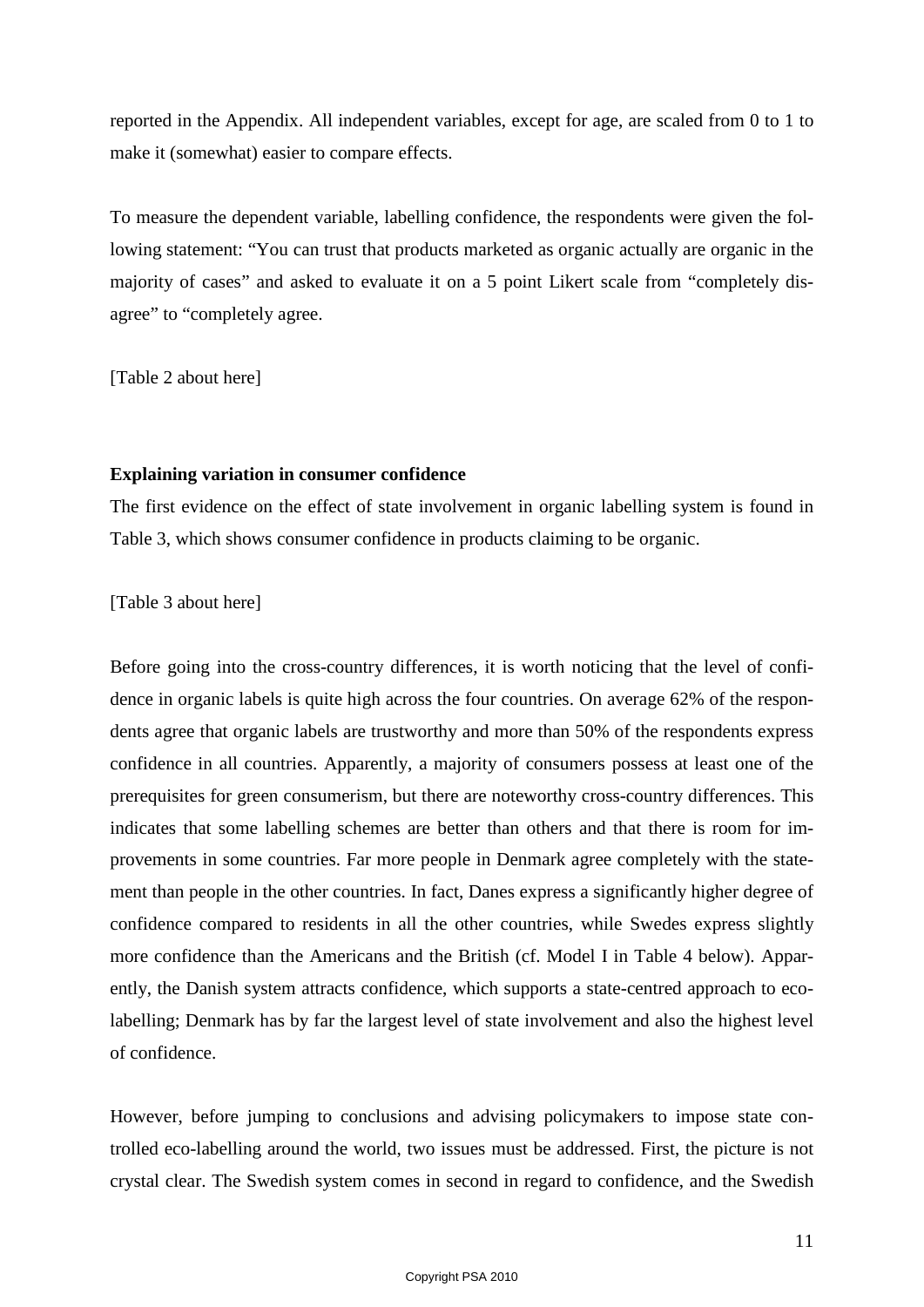reported in the Appendix. All independent variables, except for age, are scaled from 0 to 1 to make it (somewhat) easier to compare effects.

To measure the dependent variable, labelling confidence, the respondents were given the following statement: “You can trust that products marketed as organic actually are organic in the majority of cases” and asked to evaluate it on a 5 point Likert scale from “completely disagree” to “completely agree.

[Table 2 about here]

**Explaining variation in consumer confidence**

The first evidence on the effect of state involvement in organic labelling system is found in Table 3, which shows consumer confidence in products claiming to be organic.

[Table 3 about here]

Before going into the cross-country differences, it is worth noticing that the level of confidence in organic labels is quite high across the four countries. On average 62% of the respondents agree that organic labels are trustworthy and more than 50% of the respondents express confidence in all countries. Apparently, a majority of consumers possess at least one of the prerequisites for green consumerism, but there are noteworthy cross-country differences. This indicates that some labelling schemes are better than others and that there is room for improvements in some countries. Far more people in Denmark agree completely with the statement than people in the other countries. In fact, Danes express a significantly higher degree of confidence compared to residents in all the other countries, while Swedes express slightly more confidence than the Americans and the British (cf. Model I in Table 4 below). Apparently, the Danish system attracts confidence, which supports a state-centred approach to eco-labelling; Denmark has by far the largest level of state involvement and also the highest level of confidence.

However, before jumping to conclusions and advising policymakers to impose state controlled eco-labelling around the world, two issues must be addressed. First, the picture is not crystal clear. The Swedish system comes in second in regard to confidence, and the Swedish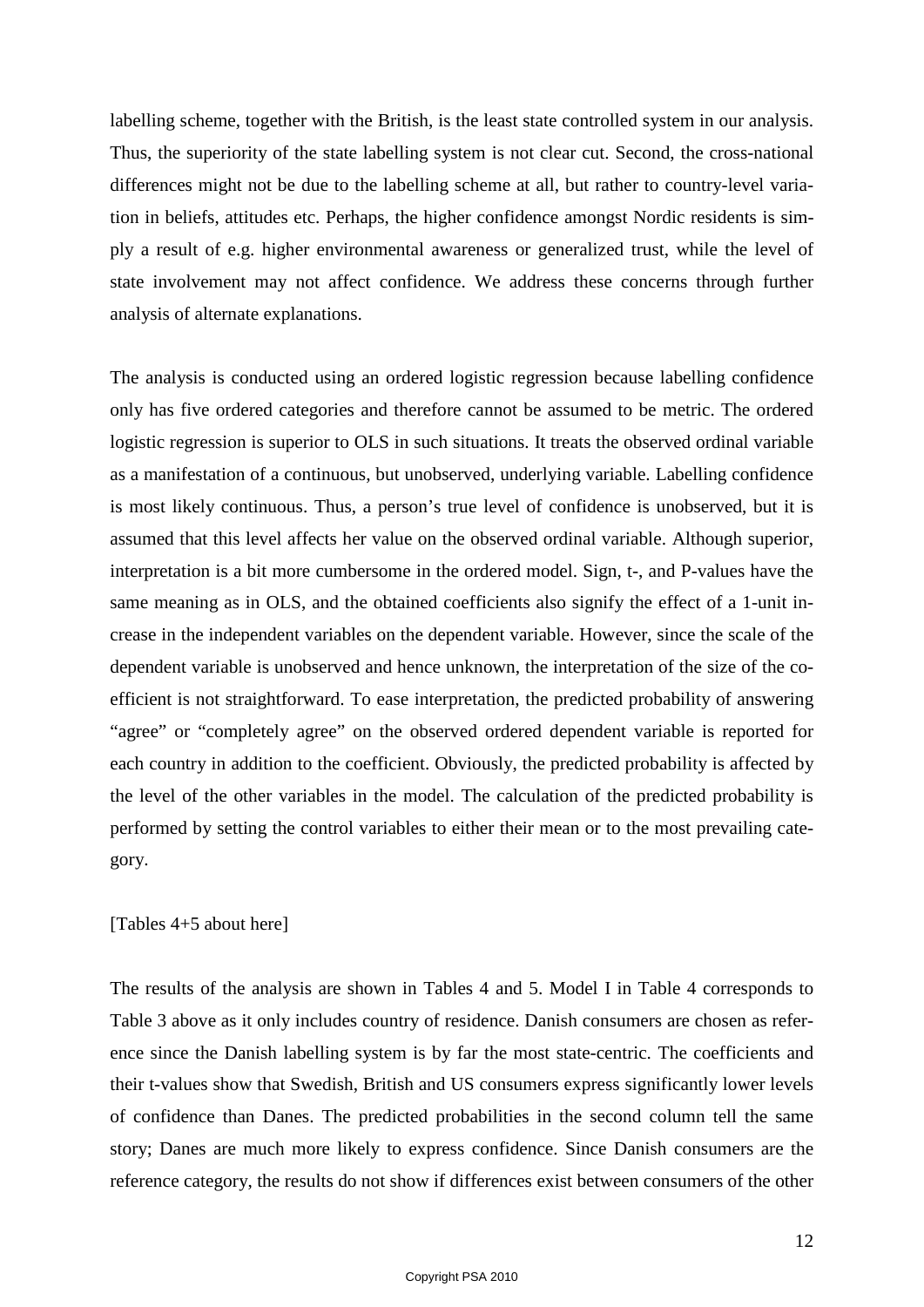labelling scheme, together with the British, is the least state controlled system in our analysis. Thus, the superiority of the state labelling system is not clear cut. Second, the cross-national differences might not be due to the labelling scheme at all, but rather to country-level variation in beliefs, attitudes etc. Perhaps, the higher confidence amongst Nordic residents is simply a result of e.g. higher environmental awareness or generalized trust, while the level of state involvement may not affect confidence. We address these concerns through further analysis of alternate explanations.

The analysis is conducted using an ordered logistic regression because labelling confidence only has five ordered categories and therefore cannot be assumed to be metric. The ordered logistic regression is superior to OLS in such situations. It treats the observed ordinal variable as a manifestation of a continuous, but unobserved, underlying variable. Labelling confidence is most likely continuous. Thus, a person's true level of confidence is unobserved, but it is assumed that this level affects her value on the observed ordinal variable. Although superior, interpretation is a bit more cumbersome in the ordered model. Sign, t-, and P-values have the same meaning as in OLS, and the obtained coefficients also signify the effect of a 1-unit increase in the independent variables on the dependent variable. However, since the scale of the dependent variable is unobserved and hence unknown, the interpretation of the size of the coefficient is not straightforward. To ease interpretation, the predicted probability of answering "agree" or "completely agree" on the observed ordered dependent variable is reported for each country in addition to the coefficient. Obviously, the predicted probability is affected by the level of the other variables in the model. The calculation of the predicted probability is performed by setting the control variables to either their mean or to the most prevailing category.

[Tables 4+5 about here]

The results of the analysis are shown in Tables 4 and 5. Model I in Table 4 corresponds to Table 3 above as it only includes country of residence. Danish consumers are chosen as reference since the Danish labelling system is by far the most state-centric. The coefficients and their t-values show that Swedish, British and US consumers express significantly lower levels of confidence than Danes. The predicted probabilities in the second column tell the same story; Danes are much more likely to express confidence. Since Danish consumers are the reference category, the results do not show if differences exist between consumers of the other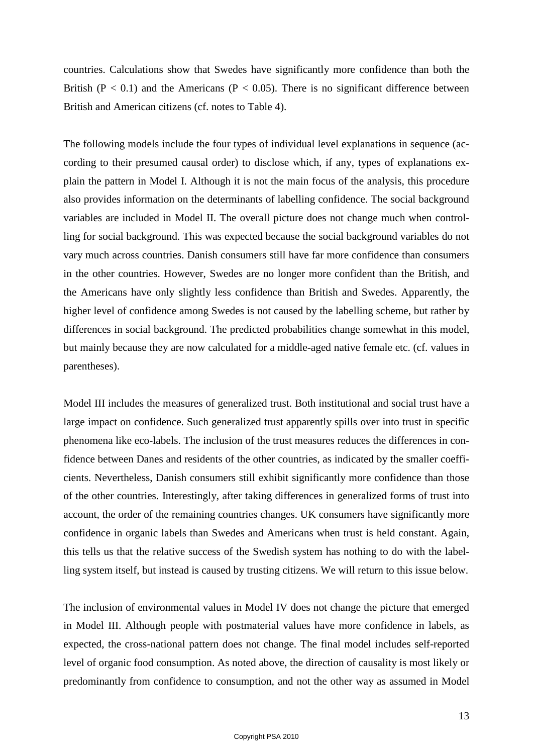countries. Calculations show that Swedes have significantly more confidence than both the British ($P < 0.1$) and the Americans ($P < 0.05$). There is no significant difference between British and American citizens (cf. notes to Table 4).

The following models include the four types of individual level explanations in sequence (according to their presumed causal order) to disclose which, if any, types of explanations explain the pattern in Model I. Although it is not the main focus of the analysis, this procedure also provides information on the determinants of labelling confidence. The social background variables are included in Model II. The overall picture does not change much when controlling for social background. This was expected because the social background variables do not vary much across countries. Danish consumers still have far more confidence than consumers in the other countries. However, Swedes are no longer more confident than the British, and the Americans have only slightly less confidence than British and Swedes. Apparently, the higher level of confidence among Swedes is not caused by the labelling scheme, but rather by differences in social background. The predicted probabilities change somewhat in this model, but mainly because they are now calculated for a middle-aged native female etc. (cf. values in parentheses).

Model III includes the measures of generalized trust. Both institutional and social trust have a large impact on confidence. Such generalized trust apparently spills over into trust in specific phenomena like eco-labels. The inclusion of the trust measures reduces the differences in confidence between Danes and residents of the other countries, as indicated by the smaller coefficients. Nevertheless, Danish consumers still exhibit significantly more confidence than those of the other countries. Interestingly, after taking differences in generalized forms of trust into account, the order of the remaining countries changes. UK consumers have significantly more confidence in organic labels than Swedes and Americans when trust is held constant. Again, this tells us that the relative success of the Swedish system has nothing to do with the labelling system itself, but instead is caused by trusting citizens. We will return to this issue below.

The inclusion of environmental values in Model IV does not change the picture that emerged in Model III. Although people with postmaterial values have more confidence in labels, as expected, the cross-national pattern does not change. The final model includes self-reported level of organic food consumption. As noted above, the direction of causality is most likely or predominantly from confidence to consumption, and not the other way as assumed in Model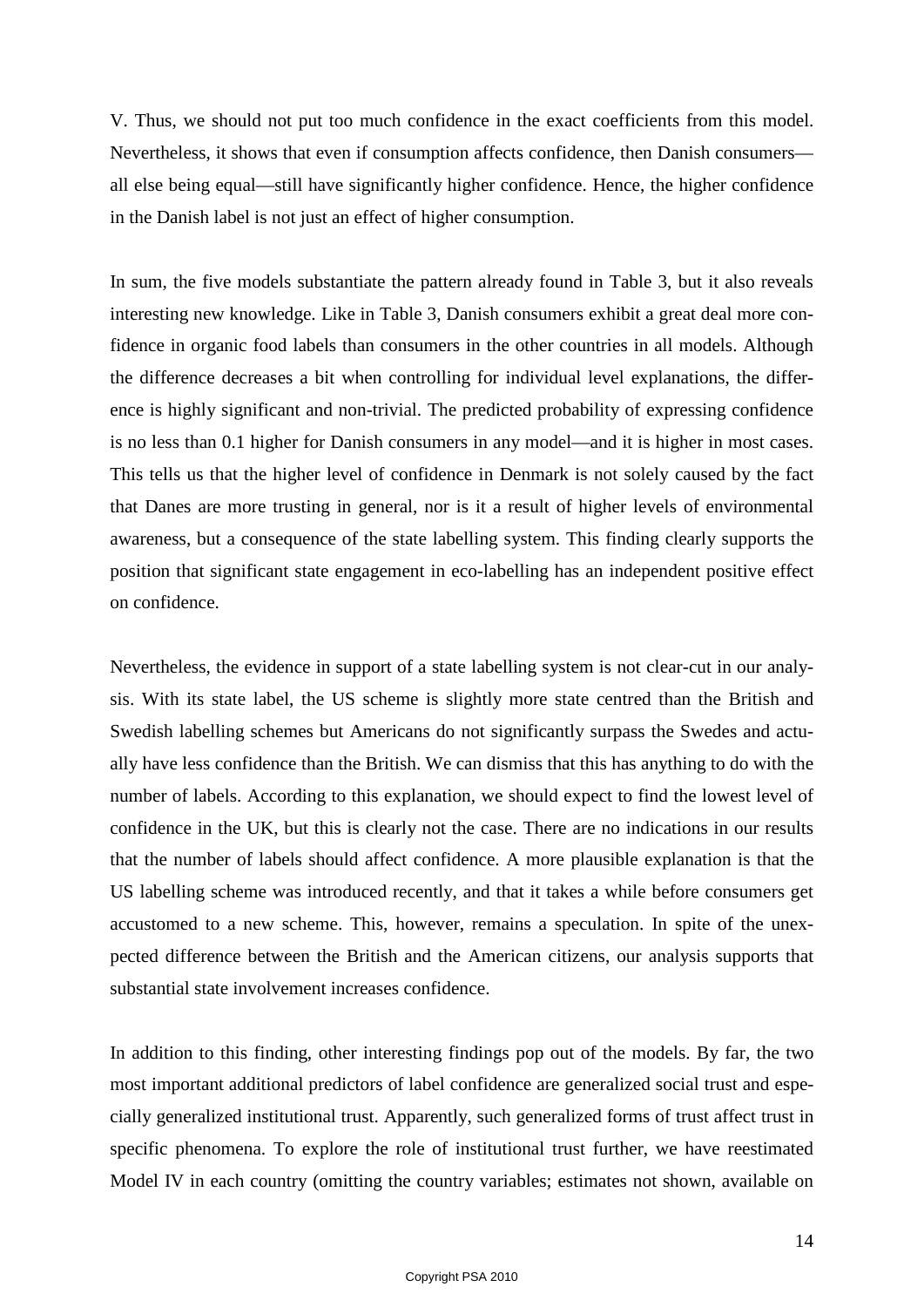V. Thus, we should not put too much confidence in the exact coefficients from this model. Nevertheless, it shows that even if consumption affects confidence, then Danish consumers—all else being equal—still have significantly higher confidence. Hence, the higher confidence in the Danish label is not just an effect of higher consumption.

In sum, the five models substantiate the pattern already found in Table 3, but it also reveals interesting new knowledge. Like in Table 3, Danish consumers exhibit a great deal more confidence in organic food labels than consumers in the other countries in all models. Although the difference decreases a bit when controlling for individual level explanations, the difference is highly significant and non-trivial. The predicted probability of expressing confidence is no less than 0.1 higher for Danish consumers in any model—and it is higher in most cases. This tells us that the higher level of confidence in Denmark is not solely caused by the fact that Danes are more trusting in general, nor is it a result of higher levels of environmental awareness, but a consequence of the state labelling system. This finding clearly supports the position that significant state engagement in eco-labelling has an independent positive effect on confidence.

Nevertheless, the evidence in support of a state labelling system is not clear-cut in our analysis. With its state label, the US scheme is slightly more state centred than the British and Swedish labelling schemes but Americans do not significantly surpass the Swedes and actually have less confidence than the British. We can dismiss that this has anything to do with the number of labels. According to this explanation, we should expect to find the lowest level of confidence in the UK, but this is clearly not the case. There are no indications in our results that the number of labels should affect confidence. A more plausible explanation is that the US labelling scheme was introduced recently, and that it takes a while before consumers get accustomed to a new scheme. This, however, remains a speculation. In spite of the unexpected difference between the British and the American citizens, our analysis supports that substantial state involvement increases confidence.

In addition to this finding, other interesting findings pop out of the models. By far, the two most important additional predictors of label confidence are generalized social trust and especially generalized institutional trust. Apparently, such generalized forms of trust affect trust in specific phenomena. To explore the role of institutional trust further, we have reestimated Model IV in each country (omitting the country variables; estimates not shown, available on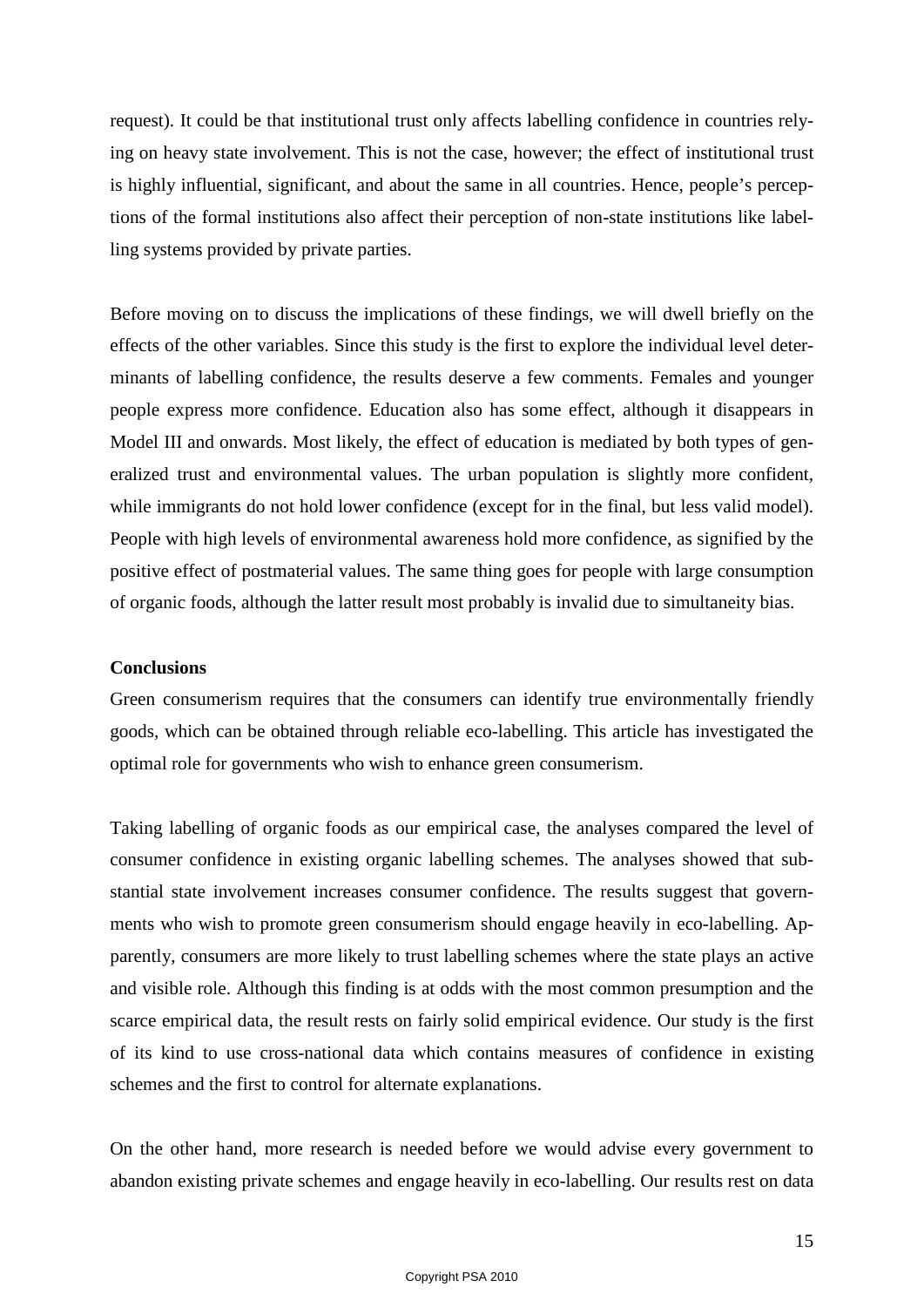request). It could be that institutional trust only affects labelling confidence in countries relying on heavy state involvement. This is not the case, however; the effect of institutional trust is highly influential, significant, and about the same in all countries. Hence, people's perceptions of the formal institutions also affect their perception of non-state institutions like labelling systems provided by private parties.

Before moving on to discuss the implications of these findings, we will dwell briefly on the effects of the other variables. Since this study is the first to explore the individual level determinants of labelling confidence, the results deserve a few comments. Females and younger people express more confidence. Education also has some effect, although it disappears in Model III and onwards. Most likely, the effect of education is mediated by both types of generalized trust and environmental values. The urban population is slightly more confident, while immigrants do not hold lower confidence (except for in the final, but less valid model). People with high levels of environmental awareness hold more confidence, as signified by the positive effect of postmaterial values. The same thing goes for people with large consumption of organic foods, although the latter result most probably is invalid due to simultaneity bias.

**Conclusions**

Green consumerism requires that the consumers can identify true environmentally friendly goods, which can be obtained through reliable eco-labelling. This article has investigated the optimal role for governments who wish to enhance green consumerism.

Taking labelling of organic foods as our empirical case, the analyses compared the level of consumer confidence in existing organic labelling schemes. The analyses showed that substantial state involvement increases consumer confidence. The results suggest that governments who wish to promote green consumerism should engage heavily in eco-labelling. Apparently, consumers are more likely to trust labelling schemes where the state plays an active and visible role. Although this finding is at odds with the most common presumption and the scarce empirical data, the result rests on fairly solid empirical evidence. Our study is the first of its kind to use cross-national data which contains measures of confidence in existing schemes and the first to control for alternate explanations.

On the other hand, more research is needed before we would advise every government to abandon existing private schemes and engage heavily in eco-labelling. Our results rest on data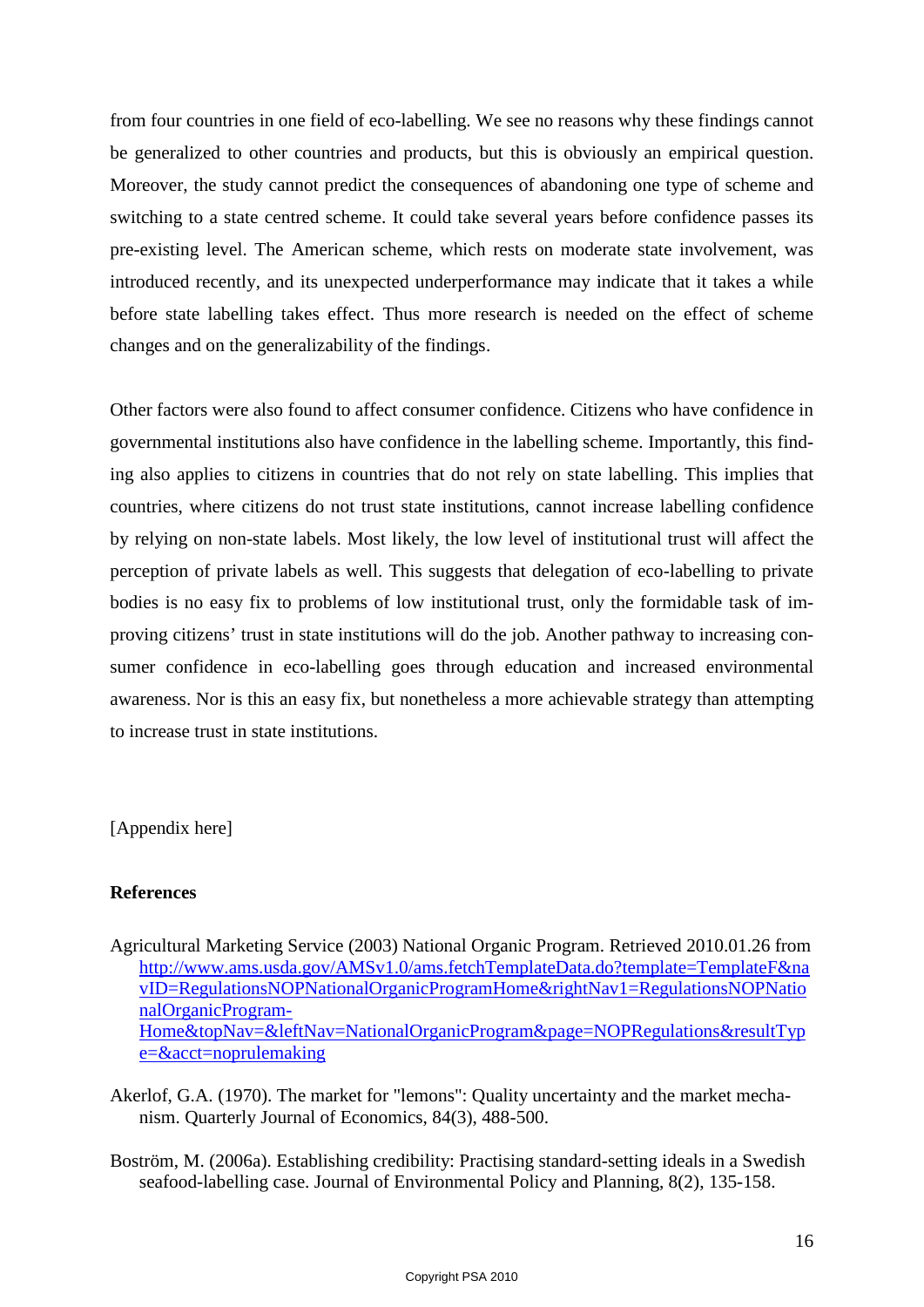from four countries in one field of eco-labelling. We see no reasons why these findings cannot be generalized to other countries and products, but this is obviously an empirical question. Moreover, the study cannot predict the consequences of abandoning one type of scheme and switching to a state centred scheme. It could take several years before confidence passes its pre-existing level. The American scheme, which rests on moderate state involvement, was introduced recently, and its unexpected underperformance may indicate that it takes a while before state labelling takes effect. Thus more research is needed on the effect of scheme changes and on the generalizability of the findings.

Other factors were also found to affect consumer confidence. Citizens who have confidence in governmental institutions also have confidence in the labelling scheme. Importantly, this finding also applies to citizens in countries that do not rely on state labelling. This implies that countries, where citizens do not trust state institutions, cannot increase labelling confidence by relying on non-state labels. Most likely, the low level of institutional trust will affect the perception of private labels as well. This suggests that delegation of eco-labelling to private bodies is no easy fix to problems of low institutional trust, only the formidable task of improving citizens' trust in state institutions will do the job. Another pathway to increasing consumer confidence in eco-labelling goes through education and increased environmental awareness. Nor is this an easy fix, but nonetheless a more achievable strategy than attempting to increase trust in state institutions.

[Appendix here]

**References**

Agricultural Marketing Service (2003) National Organic Program. Retrieved 2010.01.26 from http://www.ams.usda.gov/AMSv1.0/ams.fetchTemplateData.do?template=TemplateF&navID=RegulationsNOPNationalOrganicProgramHome&rightNav1=RegulationsNOPNationalOrganicProgram-Home&topNav=&leftNav=NationalOrganicProgram&page=NOPRegulations&resultType=&acct=noprulemaking

Akerlof, G.A. (1970). The market for "lemons": Quality uncertainty and the market mechanism. Quarterly Journal of Economics, 84(3), 488-500.

Boström, M. (2006a). Establishing credibility: Practising standard-setting ideals in a Swedish seafood-labelling case. Journal of Environmental Policy and Planning, 8(2), 135-158.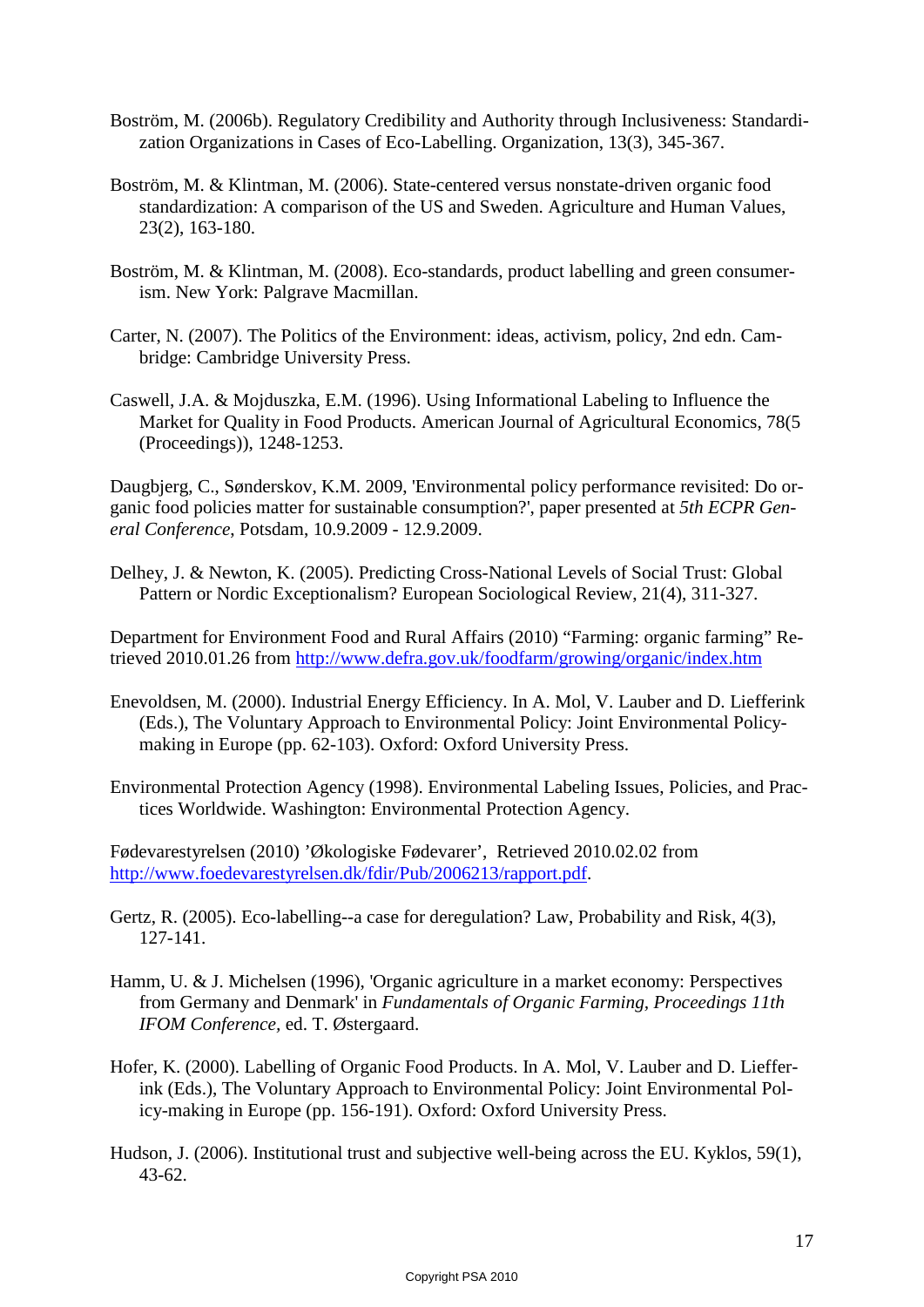Boström, M. (2006b). Regulatory Credibility and Authority through Inclusiveness: Standardization Organizations in Cases of Eco-Labelling. Organization, 13(3), 345-367.

Boström, M. & Klintman, M. (2006). State-centered versus nonstate-driven organic food standardization: A comparison of the US and Sweden. Agriculture and Human Values, 23(2), 163-180.

Boström, M. & Klintman, M. (2008). Eco-standards, product labelling and green consumerism. New York: Palgrave Macmillan.

Carter, N. (2007). The Politics of the Environment: ideas, activism, policy, 2nd edn. Cambridge: Cambridge University Press.

Caswell, J.A. & Mojduszka, E.M. (1996). Using Informational Labeling to Influence the Market for Quality in Food Products. American Journal of Agricultural Economics, 78(5 (Proceedings)), 1248-1253.

Daugbjerg, C., Sønderskov, K.M. 2009, 'Environmental policy performance revisited: Do organic food policies matter for sustainable consumption?', paper presented at *5th ECPR General Conference*, Potsdam, 10.9.2009 - 12.9.2009.

Delhey, J. & Newton, K. (2005). Predicting Cross-National Levels of Social Trust: Global Pattern or Nordic Exceptionalism? European Sociological Review, 21(4), 311-327.

Department for Environment Food and Rural Affairs (2010) "Farming: organic farming" Retrieved 2010.01.26 from http://www.defra.gov.uk/foodfarm/growing/organic/index.htm

Enevoldsen, M. (2000). Industrial Energy Efficiency. In A. Mol, V. Lauber and D. Liefferink (Eds.), The Voluntary Approach to Environmental Policy: Joint Environmental Policy-making in Europe (pp. 62-103). Oxford: Oxford University Press.

Environmental Protection Agency (1998). Environmental Labeling Issues, Policies, and Practices Worldwide. Washington: Environmental Protection Agency.

Fødevarestyrelsen (2010) 'Økologiske Fødevarer', Retrieved 2010.02.02 from http://www.foedevarestyrelsen.dk/fdir/Pub/2006213/rapport.pdf.

Gertz, R. (2005). Eco-labelling--a case for deregulation? Law, Probability and Risk, 4(3), 127-141.

Hamm, U. & J. Michelsen (1996), 'Organic agriculture in a market economy: Perspectives from Germany and Denmark' in *Fundamentals of Organic Farming, Proceedings 11th IFOM Conference,* ed. T. Østergaard.

Hofer, K. (2000). Labelling of Organic Food Products. In A. Mol, V. Lauber and D. Liefferink (Eds.), The Voluntary Approach to Environmental Policy: Joint Environmental Policy-making in Europe (pp. 156-191). Oxford: Oxford University Press.

Hudson, J. (2006). Institutional trust and subjective well-being across the EU. Kyklos, 59(1), 43-62.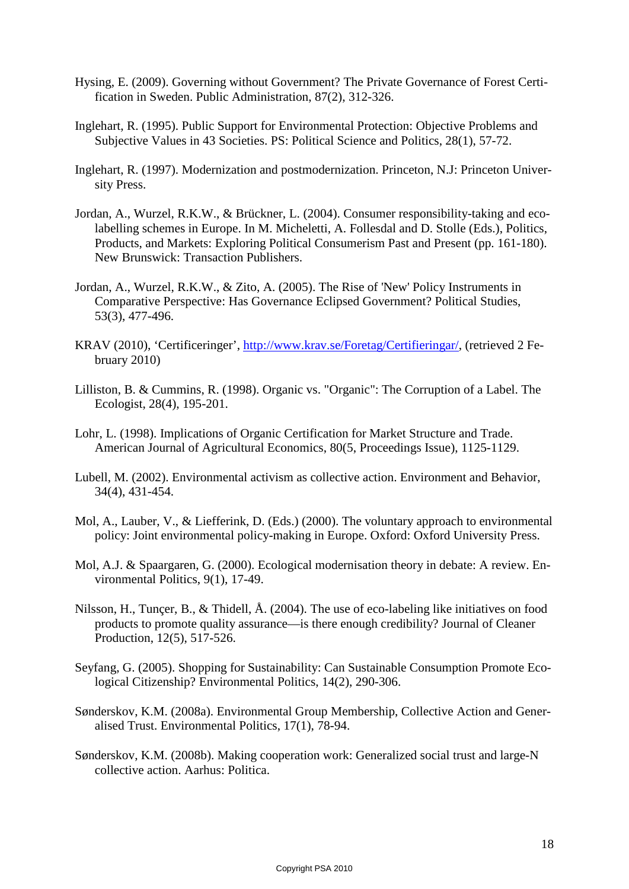Hysing, E. (2009). Governing without Government? The Private Governance of Forest Certification in Sweden. Public Administration, 87(2), 312-326.

Inglehart, R. (1995). Public Support for Environmental Protection: Objective Problems and Subjective Values in 43 Societies. PS: Political Science and Politics, 28(1), 57-72.

Inglehart, R. (1997). Modernization and postmodernization. Princeton, N.J: Princeton University Press.

Jordan, A., Wurzel, R.K.W., & Brückner, L. (2004). Consumer responsibility-taking and eco-labelling schemes in Europe. In M. Micheletti, A. Follesdal and D. Stolle (Eds.), Politics, Products, and Markets: Exploring Political Consumerism Past and Present (pp. 161-180). New Brunswick: Transaction Publishers.

Jordan, A., Wurzel, R.K.W., & Zito, A. (2005). The Rise of 'New' Policy Instruments in Comparative Perspective: Has Governance Eclipsed Government? Political Studies, 53(3), 477-496.

KRAV (2010), 'Certificeringer', http://www.krav.se/Foretag/Certifieringar/, (retrieved 2 February 2010)

Lilliston, B. & Cummins, R. (1998). Organic vs. "Organic": The Corruption of a Label. The Ecologist, 28(4), 195-201.

Lohr, L. (1998). Implications of Organic Certification for Market Structure and Trade. American Journal of Agricultural Economics, 80(5, Proceedings Issue), 1125-1129.

Lubell, M. (2002). Environmental activism as collective action. Environment and Behavior, 34(4), 431-454.

Mol, A., Lauber, V., & Liefferink, D. (Eds.) (2000). The voluntary approach to environmental policy: Joint environmental policy-making in Europe. Oxford: Oxford University Press.

Mol, A.J. & Spaargaren, G. (2000). Ecological modernisation theory in debate: A review. Environmental Politics, 9(1), 17-49.

Nilsson, H., Tunçer, B., & Thidell, Å. (2004). The use of eco-labeling like initiatives on food products to promote quality assurance—is there enough credibility? Journal of Cleaner Production, 12(5), 517-526.

Seyfang, G. (2005). Shopping for Sustainability: Can Sustainable Consumption Promote Ecological Citizenship? Environmental Politics, 14(2), 290-306.

Sønderskov, K.M. (2008a). Environmental Group Membership, Collective Action and Generalised Trust. Environmental Politics, 17(1), 78-94.

Sønderskov, K.M. (2008b). Making cooperation work: Generalized social trust and large-N collective action. Aarhus: Politica.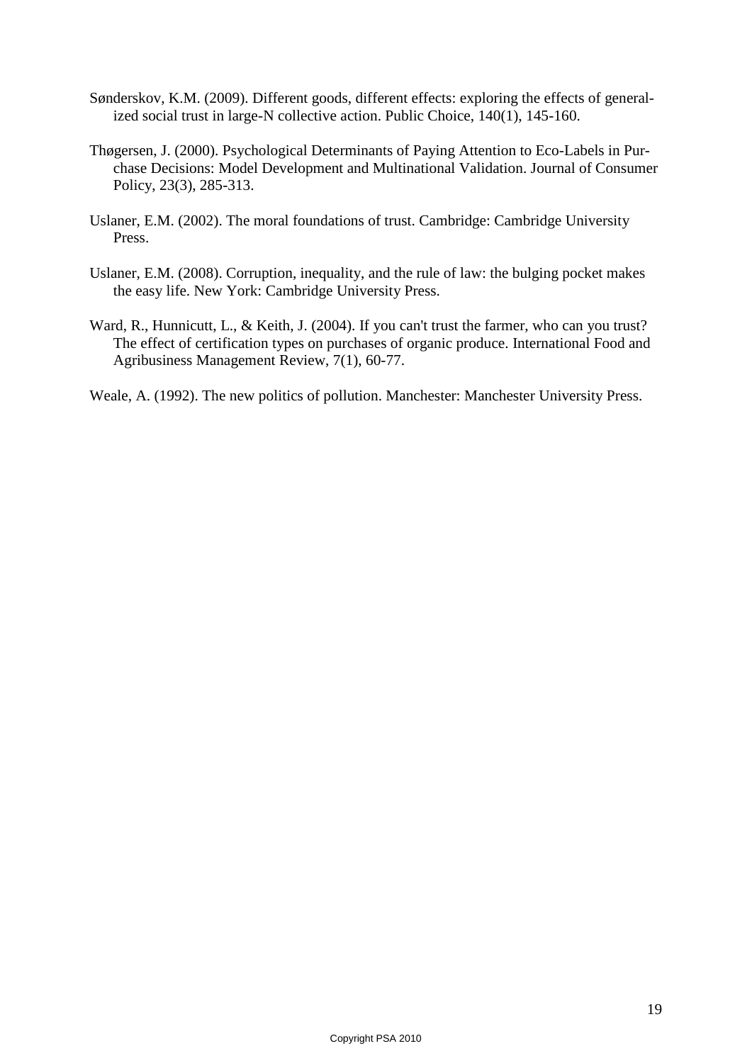Sønderskov, K.M. (2009). Different goods, different effects: exploring the effects of generalized social trust in large-N collective action. Public Choice, 140(1), 145-160.

Thøgersen, J. (2000). Psychological Determinants of Paying Attention to Eco-Labels in Purchase Decisions: Model Development and Multinational Validation. Journal of Consumer Policy, 23(3), 285-313.

Uslaner, E.M. (2002). The moral foundations of trust. Cambridge: Cambridge University Press.

Uslaner, E.M. (2008). Corruption, inequality, and the rule of law: the bulging pocket makes the easy life. New York: Cambridge University Press.

Ward, R., Hunnicutt, L., & Keith, J. (2004). If you can't trust the farmer, who can you trust? The effect of certification types on purchases of organic produce. International Food and Agribusiness Management Review, 7(1), 60-77.

Weale, A. (1992). The new politics of pollution. Manchester: Manchester University Press.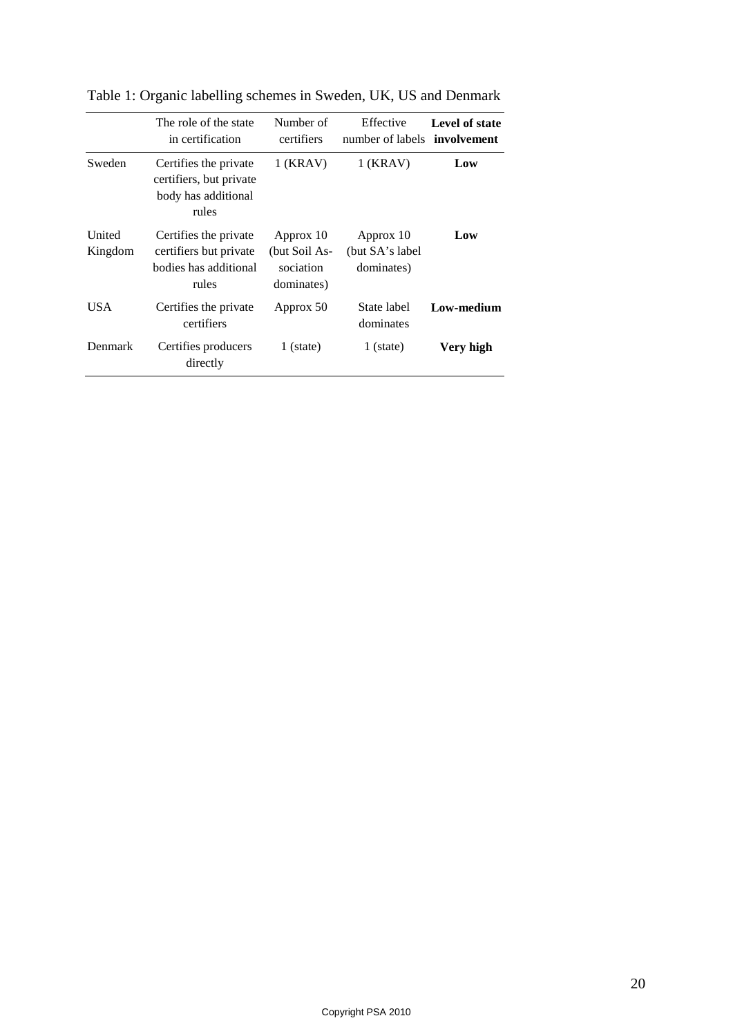Table 1: Organic labelling schemes in Sweden, UK, US and Denmark

| | The role of the state in certification | Number of certifiers | Effective number of labels | **Level of state involvement** |
|---|---|---|---|---|
| Sweden | Certifies the private certifiers, but private body has additional rules | 1 (KRAV) | 1 (KRAV) | **Low** |
| United Kingdom | Certifies the private certifiers but private bodies has additional rules | Approx 10 (but Soil Association dominates) | Approx 10 (but SA's label dominates) | **Low** |
| USA | Certifies the private certifiers | Approx 50 | State label dominates | **Low-medium** |
| Denmark | Certifies producers directly | 1 (state) | 1 (state) | **Very high** |

Copyright PSA 2010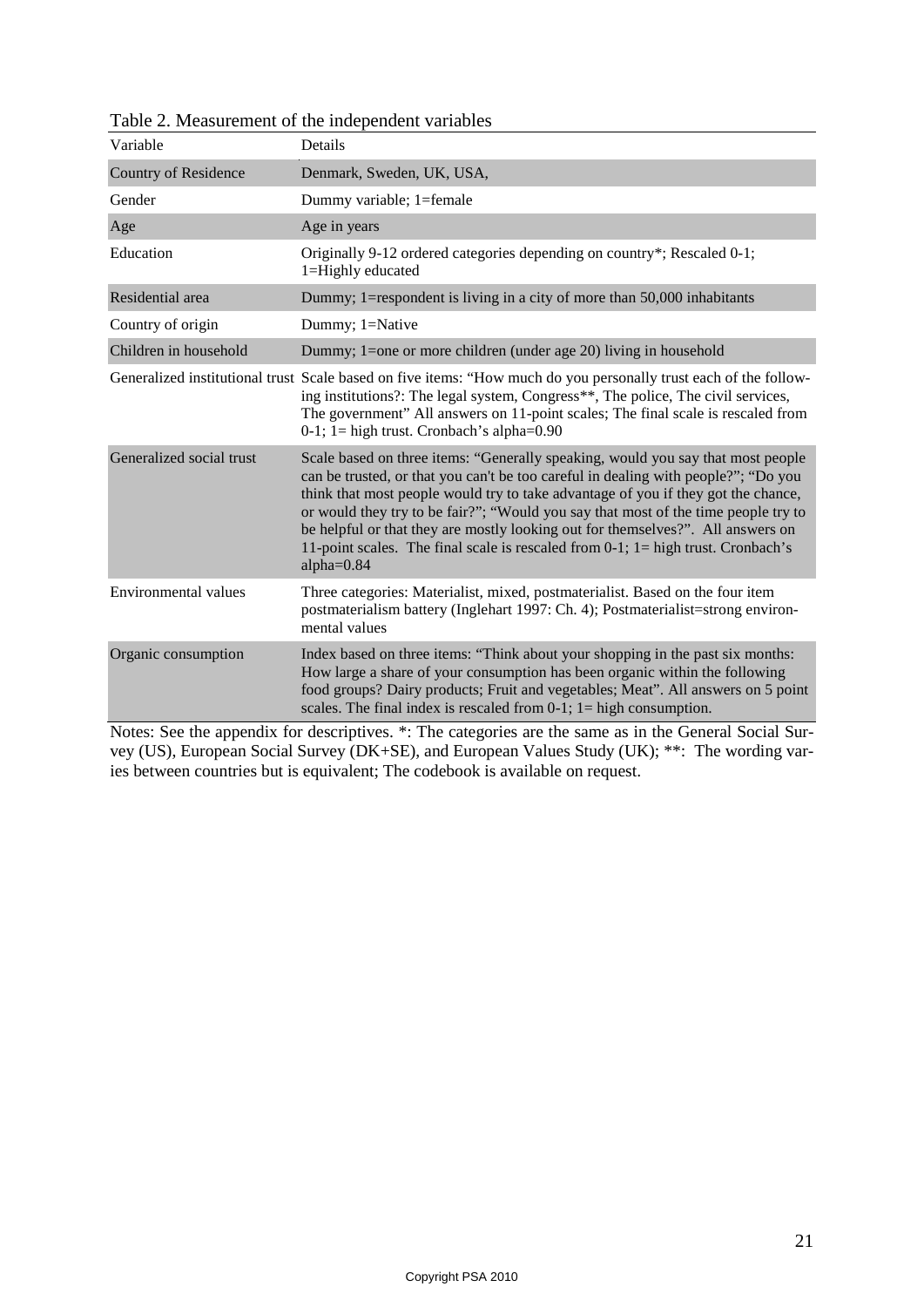Table 2. Measurement of the independent variables

| Variable | Details |
|---|---|
| Country of Residence | Denmark, Sweden, UK, USA, |
| Gender | Dummy variable; 1=female |
| Age | Age in years |
| Education | Originally 9-12 ordered categories depending on country*; Rescaled 0-1; 1=Highly educated |
| Residential area | Dummy; 1=respondent is living in a city of more than 50,000 inhabitants |
| Country of origin | Dummy; 1=Native |
| Children in household | Dummy; 1=one or more children (under age 20) living in household |
| Generalized institutional trust | Scale based on five items: "How much do you personally trust each of the following institutions?: The legal system, Congress**, The police, The civil services, The government" All answers on 11-point scales; The final scale is rescaled from 0-1; 1= high trust. Cronbach's alpha=0.90 |
| Generalized social trust | Scale based on three items: "Generally speaking, would you say that most people can be trusted, or that you can't be too careful in dealing with people?"; "Do you think that most people would try to take advantage of you if they got the chance, or would they try to be fair?"; "Would you say that most of the time people try to be helpful or that they are mostly looking out for themselves?". All answers on 11-point scales. The final scale is rescaled from 0-1; 1= high trust. Cronbach's alpha=0.84 |
| Environmental values | Three categories: Materialist, mixed, postmaterialist. Based on the four item postmaterialism battery (Inglehart 1997: Ch. 4); Postmaterialist=strong environmental values |
| Organic consumption | Index based on three items: "Think about your shopping in the past six months: How large a share of your consumption has been organic within the following food groups? Dairy products; Fruit and vegetables; Meat". All answers on 5 point scales. The final index is rescaled from 0-1; 1= high consumption. |

Notes: See the appendix for descriptives. *: The categories are the same as in the General Social Survey (US), European Social Survey (DK+SE), and European Values Study (UK); **: The wording varies between countries but is equivalent; The codebook is available on request.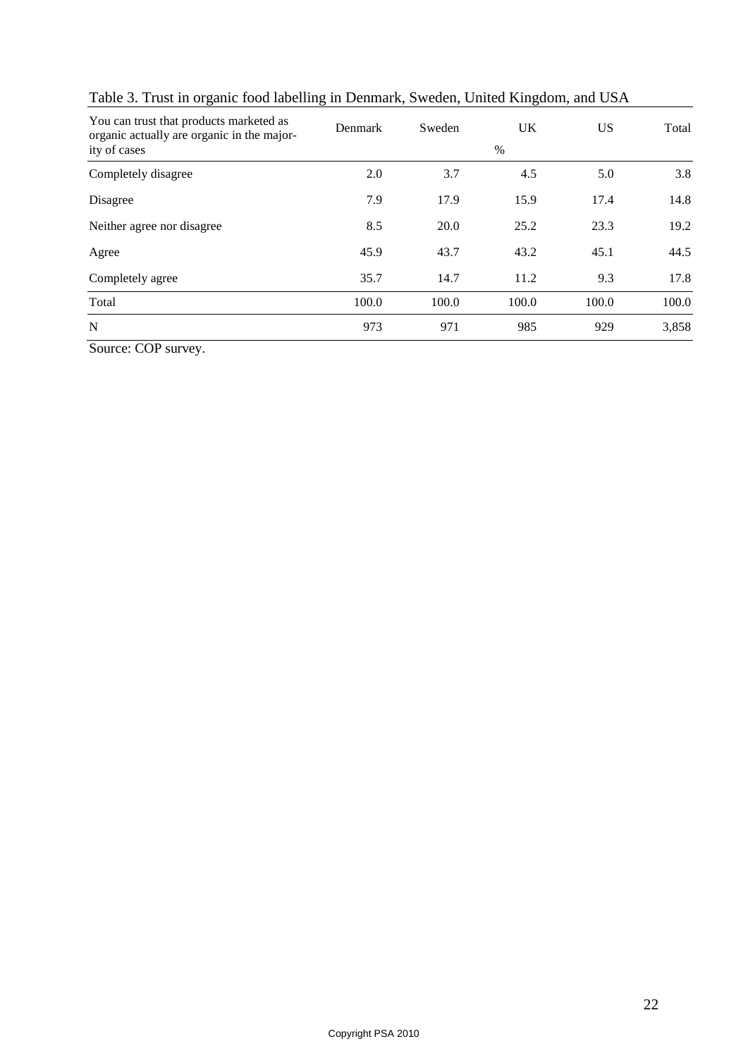Table 3. Trust in organic food labelling in Denmark, Sweden, United Kingdom, and USA

| You can trust that products marketed as organic actually are organic in the majority of cases | Denmark | Sweden | UK | US | Total |
|---|---|---|---|---|---|
| | | | % | | |
| Completely disagree | 2.0 | 3.7 | 4.5 | 5.0 | 3.8 |
| Disagree | 7.9 | 17.9 | 15.9 | 17.4 | 14.8 |
| Neither agree nor disagree | 8.5 | 20.0 | 25.2 | 23.3 | 19.2 |
| Agree | 45.9 | 43.7 | 43.2 | 45.1 | 44.5 |
| Completely agree | 35.7 | 14.7 | 11.2 | 9.3 | 17.8 |
| Total | 100.0 | 100.0 | 100.0 | 100.0 | 100.0 |
| N | 973 | 971 | 985 | 929 | 3,858 |

Source: COP survey.

Copyright PSA 2010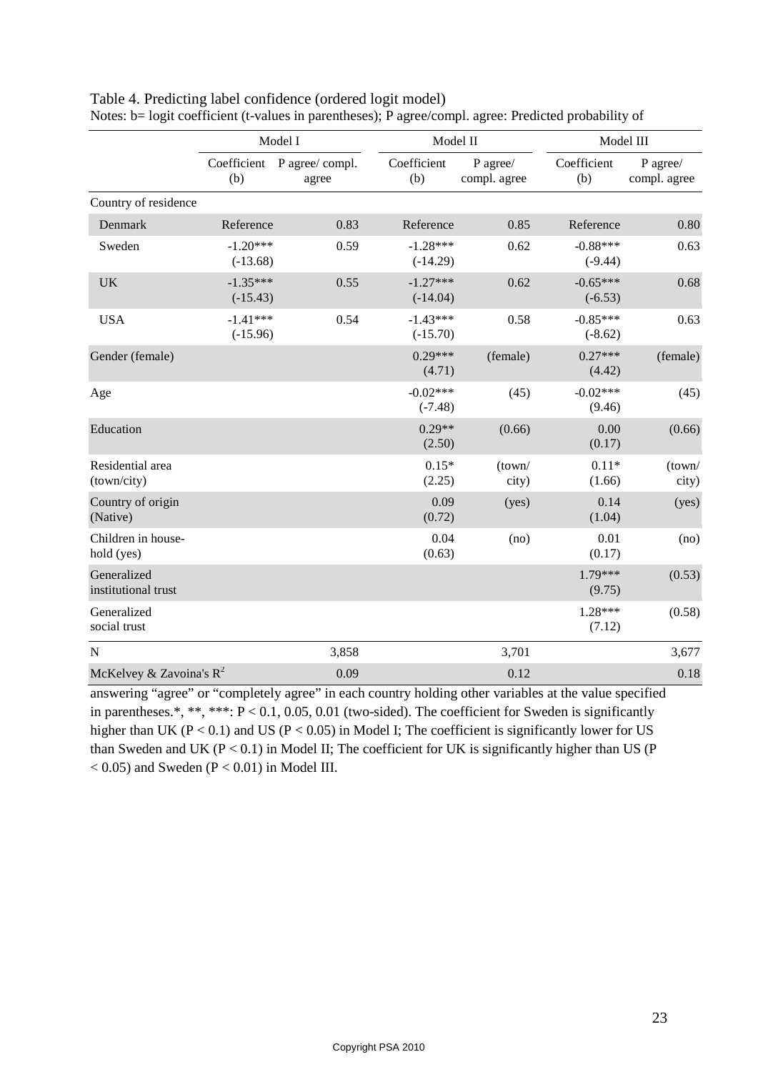Table 4. Predicting label confidence (ordered logit model)

Notes: b= logit coefficient (t-values in parentheses); P agree/compl. agree: Predicted probability of

| | Model I | | Model II | | Model III | |
|---|---|---|---|---|---|---|
| | Coefficient (b) | P agree/ compl. agree | Coefficient (b) | P agree/ compl. agree | Coefficient (b) | P agree/ compl. agree |
| Country of residence | | | | | | |
| Denmark | Reference | 0.83 | Reference | 0.85 | Reference | 0.80 |
| Sweden | -1.20*** (-13.68) | 0.59 | -1.28*** (-14.29) | 0.62 | -0.88*** (-9.44) | 0.63 |
| UK | -1.35*** (-15.43) | 0.55 | -1.27*** (-14.04) | 0.62 | -0.65*** (-6.53) | 0.68 |
| USA | -1.41*** (-15.96) | 0.54 | -1.43*** (-15.70) | 0.58 | -0.85*** (-8.62) | 0.63 |
| Gender (female) | | | 0.29*** (4.71) | (female) | 0.27*** (4.42) | (female) |
| Age | | | -0.02*** (-7.48) | (45) | -0.02*** (9.46) | (45) |
| Education | | | 0.29** (2.50) | (0.66) | 0.00 (0.17) | (0.66) |
| Residential area (town/city) | | | 0.15* (2.25) | (town/ city) | 0.11* (1.66) | (town/ city) |
| Country of origin (Native) | | | 0.09 (0.72) | (yes) | 0.14 (1.04) | (yes) |
| Children in house-hold (yes) | | | 0.04 (0.63) | (no) | 0.01 (0.17) | (no) |
| Generalized institutional trust | | | | | 1.79*** (9.75) | (0.53) |
| Generalized social trust | | | | | 1.28*** (7.12) | (0.58) |
| N | | 3,858 | | 3,701 | | 3,677 |
| McKelvey & Zavoina's $R^2$ | | 0.09 | | 0.12 | | 0.18 |

answering "agree" or "completely agree" in each country holding other variables at the value specified in parentheses.*, **, ***: $P < 0.1$, 0.05, 0.01 (two-sided). The coefficient for Sweden is significantly higher than UK ($P < 0.1$) and US ($P < 0.05$) in Model I; The coefficient is significantly lower for US than Sweden and UK ($P < 0.1$) in Model II; The coefficient for UK is significantly higher than US ($P < 0.05$) and Sweden ($P < 0.01$) in Model III.

Copyright PSA 2010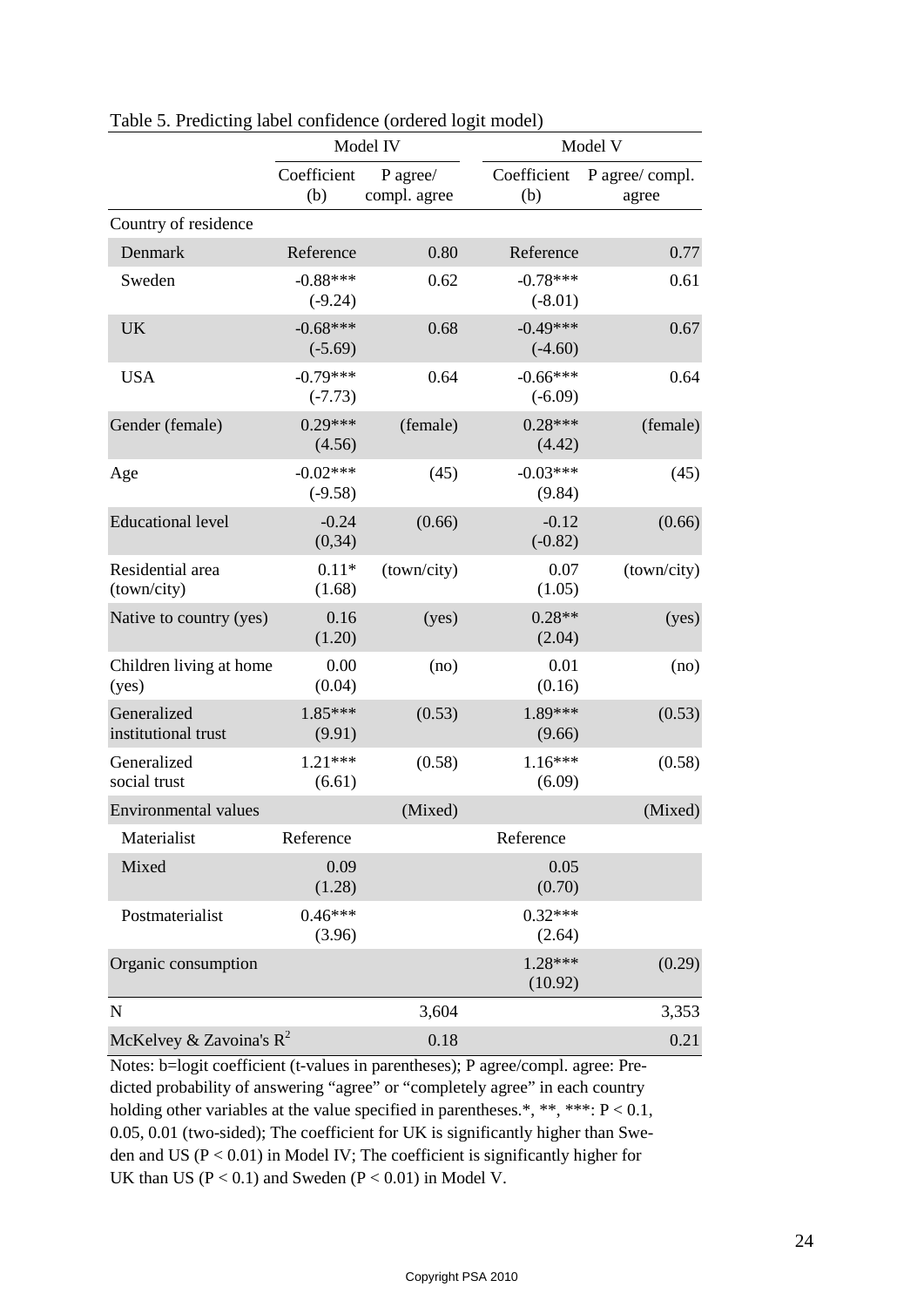Table 5. Predicting label confidence (ordered logit model)

| | Model IV | | Model V | |
|---|---|---|---|---|
| | Coefficient (b) | P agree/ compl. agree | Coefficient (b) | P agree/ compl. agree |
| Country of residence | | | | |
| Denmark | Reference | 0.80 | Reference | 0.77 |
| Sweden | -0.88*** (-9.24) | 0.62 | -0.78*** (-8.01) | 0.61 |
| UK | -0.68*** (-5.69) | 0.68 | -0.49*** (-4.60) | 0.67 |
| USA | -0.79*** (-7.73) | 0.64 | -0.66*** (-6.09) | 0.64 |
| Gender (female) | 0.29*** (4.56) | (female) | 0.28*** (4.42) | (female) |
| Age | -0.02*** (-9.58) | (45) | -0.03*** (9.84) | (45) |
| Educational level | -0.24 (0,34) | (0.66) | -0.12 (-0.82) | (0.66) |
| Residential area (town/city) | 0.11* (1.68) | (town/city) | 0.07 (1.05) | (town/city) |
| Native to country (yes) | 0.16 (1.20) | (yes) | 0.28** (2.04) | (yes) |
| Children living at home (yes) | 0.00 (0.04) | (no) | 0.01 (0.16) | (no) |
| Generalized institutional trust | 1.85*** (9.91) | (0.53) | 1.89*** (9.66) | (0.53) |
| Generalized social trust | 1.21*** (6.61) | (0.58) | 1.16*** (6.09) | (0.58) |
| Environmental values | | (Mixed) | | (Mixed) |
| Materialist | Reference | | Reference | |
| Mixed | 0.09 (1.28) | | 0.05 (0.70) | |
| Postmaterialist | 0.46*** (3.96) | | 0.32*** (2.64) | |
| Organic consumption | | | 1.28*** (10.92) | (0.29) |
| N | | 3,604 | | 3,353 |
| McKelvey & Zavoina's $R^2$ | | 0.18 | | 0.21 |

Notes: b=logit coefficient (t-values in parentheses); P agree/compl. agree: Predicted probability of answering "agree" or "completely agree" in each country holding other variables at the value specified in parentheses.*, **, ***: $P < 0.1$, 0.05, 0.01 (two-sided); The coefficient for UK is significantly higher than Sweden and US ($P < 0.01$) in Model IV; The coefficient is significantly higher for UK than US ($P < 0.1$) and Sweden ($P < 0.01$) in Model V.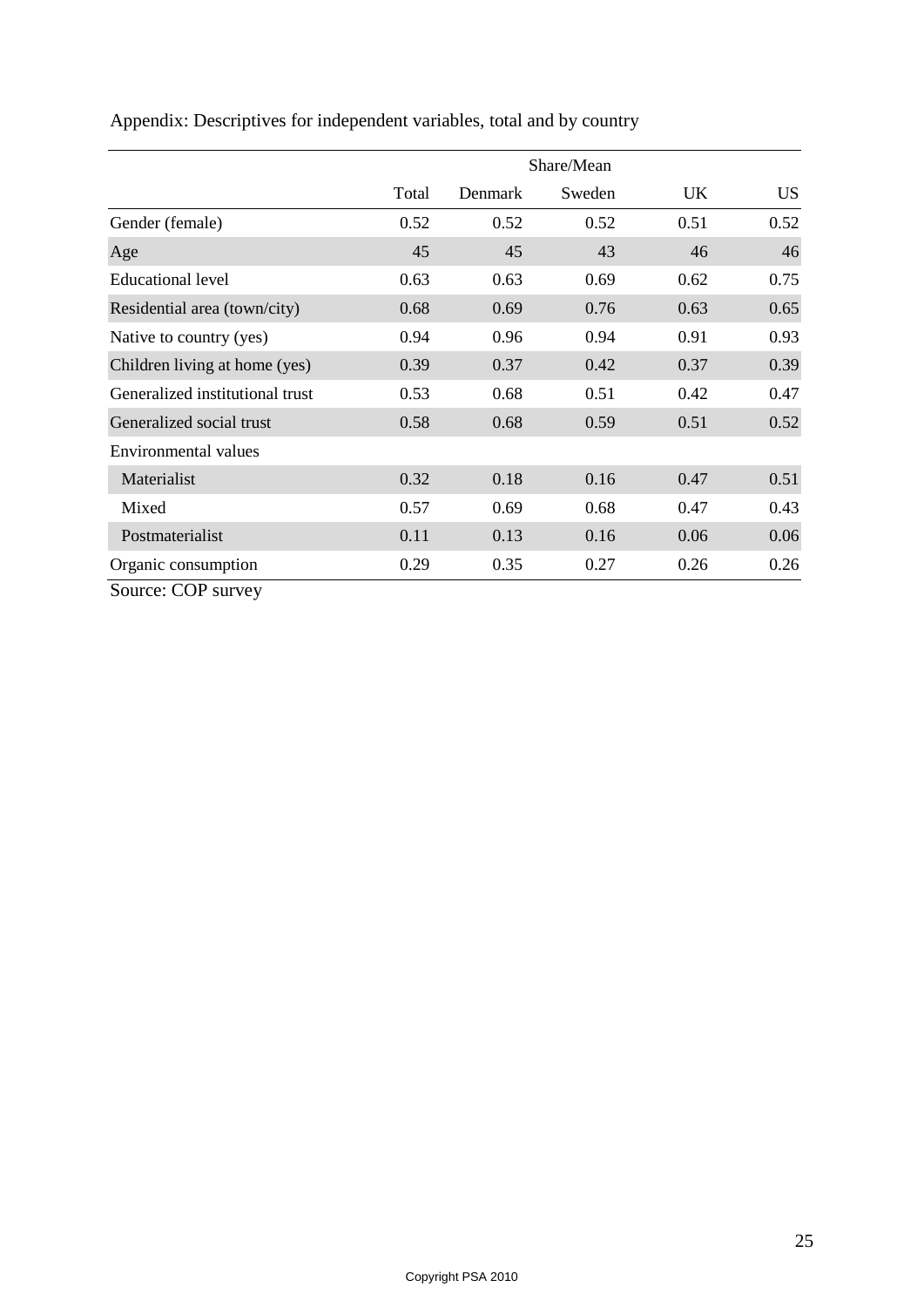Appendix: Descriptives for independent variables, total and by country

| | Share/Mean | | | | |
|---|---|---|---|---|---|
| | Total | Denmark | Sweden | UK | US |
| Gender (female) | 0.52 | 0.52 | 0.52 | 0.51 | 0.52 |
| Age | 45 | 45 | 43 | 46 | 46 |
| Educational level | 0.63 | 0.63 | 0.69 | 0.62 | 0.75 |
| Residential area (town/city) | 0.68 | 0.69 | 0.76 | 0.63 | 0.65 |
| Native to country (yes) | 0.94 | 0.96 | 0.94 | 0.91 | 0.93 |
| Children living at home (yes) | 0.39 | 0.37 | 0.42 | 0.37 | 0.39 |
| Generalized institutional trust | 0.53 | 0.68 | 0.51 | 0.42 | 0.47 |
| Generalized social trust | 0.58 | 0.68 | 0.59 | 0.51 | 0.52 |
| Environmental values | | | | | |
| Materialist | 0.32 | 0.18 | 0.16 | 0.47 | 0.51 |
| Mixed | 0.57 | 0.69 | 0.68 | 0.47 | 0.43 |
| Postmaterialist | 0.11 | 0.13 | 0.16 | 0.06 | 0.06 |
| Organic consumption | 0.29 | 0.35 | 0.27 | 0.26 | 0.26 |

Source: COP survey

Copyright PSA 2010